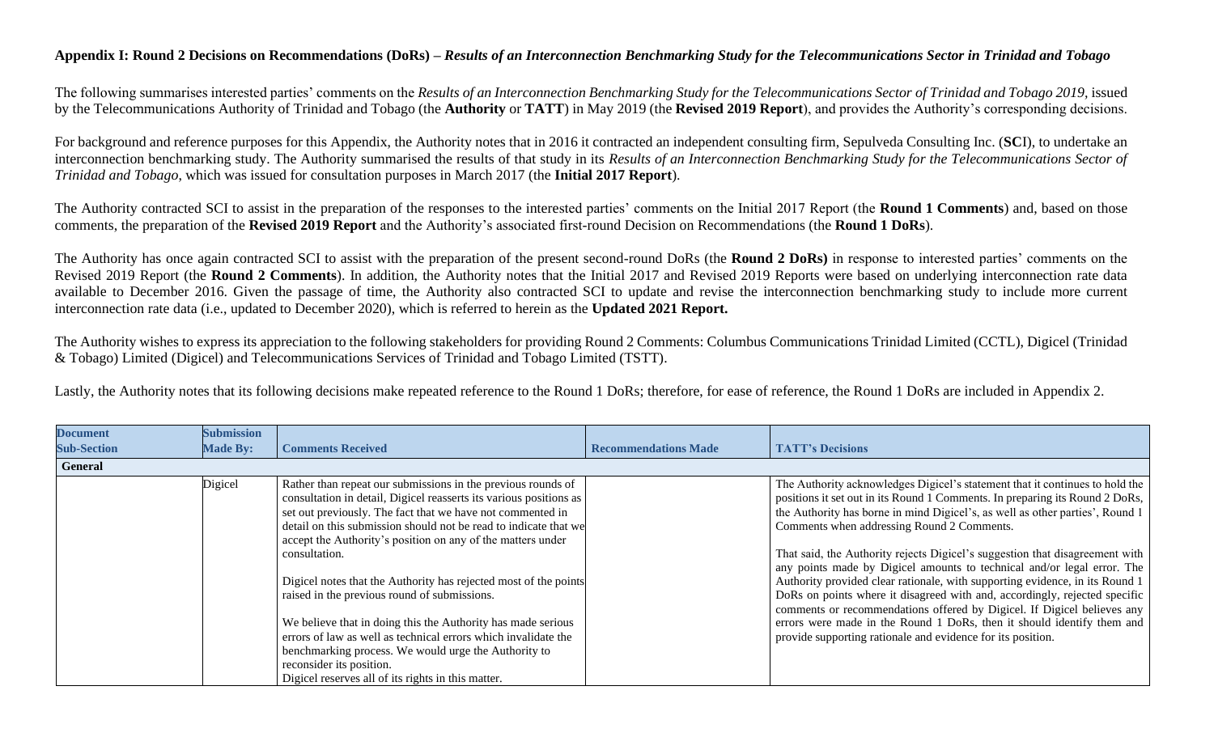## Appendix I: Round 2 Decisions on Recommendations (DoRs) – *Results of an Interconnection Benchmarking Study for the Telecommunications Sector in Trinidad and Tobago*

The following summarises interested parties' comments on the *Results of an Interconnection Benchmarking Study for the Telecommunications Sector of Trinidad and Tobago 2019,* issued by the Telecommunications Authority of Trinidad and Tobago (the **Authority** or **TATT**) in May 2019 (the **Revised 2019 Report**), and provides the Authority's corresponding decisions.

For background and reference purposes for this Appendix, the Authority notes that in 2016 it contracted an independent consulting firm, Sepulveda Consulting Inc. (**SC**I), to undertake an interconnection benchmarking study. The Authority summarised the results of that study in its *Results of an Interconnection Benchmarking Study for the Telecommunications Sector of Trinidad and Tobago*, which was issued for consultation purposes in March 2017 (the **Initial 2017 Report**).

The Authority contracted SCI to assist in the preparation of the responses to the interested parties' comments on the Initial 2017 Report (the **Round 1 Comments**) and, based on those comments, the preparation of the **Revised 2019 Report** and the Authority's associated first-round Decision on Recommendations (the **Round 1 DoRs**).

The Authority has once again contracted SCI to assist with the preparation of the present second-round DoRs (the **Round 2 DoRs)** in response to interested parties' comments on the Revised 2019 Report (the **Round 2 Comments**). In addition, the Authority notes that the Initial 2017 and Revised 2019 Reports were based on underlying interconnection rate data available to December 2016. Given the passage of time, the Authority also contracted SCI to update and revise the interconnection benchmarking study to include more current interconnection rate data (i.e., updated to December 2020), which is referred to herein as the **Updated 2021 Report.**

The Authority wishes to express its appreciation to the following stakeholders for providing Round 2 Comments: Columbus Communications Trinidad Limited (CCTL), Digicel (Trinidad & Tobago) Limited (Digicel) and Telecommunications Services of Trinidad and Tobago Limited (TSTT).

Lastly, the Authority notes that its following decisions make repeated reference to the Round 1 DoRs; therefore, for ease of reference, the Round 1 DoRs are included in Appendix 2.

| Document Sub-Section | Submission Made By: | Comments Received | Recommendations Made | TATT's Decisions |
|---|---|---|---|---|
| **General** | | | | |
| | Digicel | Rather than repeat our submissions in the previous rounds of consultation in detail, Digicel reasserts its various positions as set out previously. The fact that we have not commented in detail on this submission should not be read to indicate that we accept the Authority's position on any of the matters under consultation.<br><br>Digicel notes that the Authority has rejected most of the points raised in the previous round of submissions.<br><br>We believe that in doing this the Authority has made serious errors of law as well as technical errors which invalidate the benchmarking process. We would urge the Authority to reconsider its position.<br>Digicel reserves all of its rights in this matter. | | The Authority acknowledges Digicel's statement that it continues to hold the positions it set out in its Round 1 Comments. In preparing its Round 2 DoRs, the Authority has borne in mind Digicel's, as well as other parties', Round 1 Comments when addressing Round 2 Comments.<br><br>That said, the Authority rejects Digicel's suggestion that disagreement with any points made by Digicel amounts to technical and/or legal error. The Authority provided clear rationale, with supporting evidence, in its Round 1 DoRs on points where it disagreed with and, accordingly, rejected specific comments or recommendations offered by Digicel. If Digicel believes any errors were made in the Round 1 DoRs, then it should identify them and provide supporting rationale and evidence for its position. |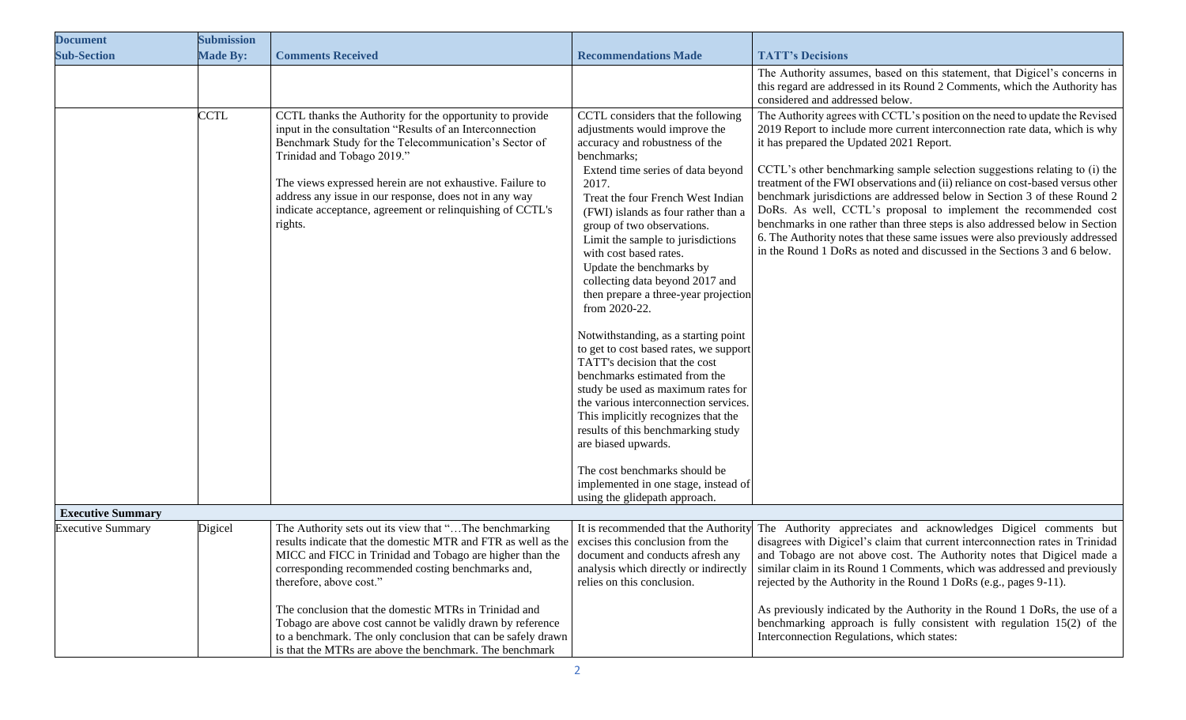| Document Sub-Section | Submission Made By: | Comments Received | Recommendations Made | TATT's Decisions |
|---|---|---|---|---|
| | | | | The Authority assumes, based on this statement, that Digicel's concerns in this regard are addressed in its Round 2 Comments, which the Authority has considered and addressed below. |
| | CCTL | CCTL thanks the Authority for the opportunity to provide input in the consultation "Results of an Interconnection Benchmark Study for the Telecommunication's Sector of Trinidad and Tobago 2019."<br><br>The views expressed herein are not exhaustive. Failure to address any issue in our response, does not in any way indicate acceptance, agreement or relinquishing of CCTL's rights. | CCTL considers that the following adjustments would improve the accuracy and robustness of the benchmarks;<br>Extend time series of data beyond 2017.<br>Treat the four French West Indian (FWI) islands as four rather than a group of two observations.<br>Limit the sample to jurisdictions with cost based rates.<br>Update the benchmarks by collecting data beyond 2017 and then prepare a three-year projection from 2020-22.<br><br>Notwithstanding, as a starting point to get to cost based rates, we support TATT's decision that the cost benchmarks estimated from the study be used as maximum rates for the various interconnection services. This implicitly recognizes that the results of this benchmarking study are biased upwards.<br><br>The cost benchmarks should be implemented in one stage, instead of using the glidepath approach. | The Authority agrees with CCTL's position on the need to update the Revised 2019 Report to include more current interconnection rate data, which is why it has prepared the Updated 2021 Report.<br><br>CCTL's other benchmarking sample selection suggestions relating to (i) the treatment of the FWI observations and (ii) reliance on cost-based versus other benchmark jurisdictions are addressed below in Section 3 of these Round 2 DoRs. As well, CCTL's proposal to implement the recommended cost benchmarks in one rather than three steps is also addressed below in Section 6. The Authority notes that these same issues were also previously addressed in the Round 1 DoRs as noted and discussed in the Sections 3 and 6 below. |
| **Executive Summary** | | | | |
| Executive Summary | Digicel | The Authority sets out its view that "…The benchmarking results indicate that the domestic MTR and FTR as well as the MICC and FICC in Trinidad and Tobago are higher than the corresponding recommended costing benchmarks and, therefore, above cost."<br><br>The conclusion that the domestic MTRs in Trinidad and Tobago are above cost cannot be validly drawn by reference to a benchmark. The only conclusion that can be safely drawn is that the MTRs are above the benchmark. The benchmark | It is recommended that the Authority excises this conclusion from the document and conducts afresh any analysis which directly or indirectly relies on this conclusion. | The Authority appreciates and acknowledges Digicel comments but disagrees with Digicel's claim that current interconnection rates in Trinidad and Tobago are not above cost. The Authority notes that Digicel made a similar claim in its Round 1 Comments, which was addressed and previously rejected by the Authority in the Round 1 DoRs (e.g., pages 9-11).<br><br>As previously indicated by the Authority in the Round 1 DoRs, the use of a benchmarking approach is fully consistent with regulation 15(2) of the Interconnection Regulations, which states: |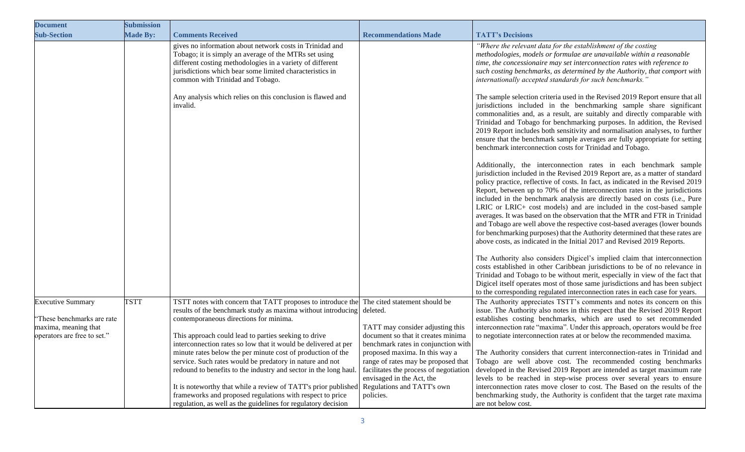| Document Sub-Section | Submission Made By: | Comments Received | Recommendations Made | TATT's Decisions |
| --- | --- | --- | --- | --- |
| | | gives no information about network costs in Trinidad and Tobago; it is simply an average of the MTRs set using different costing methodologies in a variety of different jurisdictions which bear some limited characteristics in common with Trinidad and Tobago.<br><br>Any analysis which relies on this conclusion is flawed and invalid. | | *"Where the relevant data for the establishment of the costing methodologies, models or formulae are unavailable within a reasonable time, the concessionaire may set interconnection rates with reference to such costing benchmarks, as determined by the Authority, that comport with internationally accepted standards for such benchmarks."*<br><br>The sample selection criteria used in the Revised 2019 Report ensure that all jurisdictions included in the benchmarking sample share significant commonalities and, as a result, are suitably and directly comparable with Trinidad and Tobago for benchmarking purposes. In addition, the Revised 2019 Report includes both sensitivity and normalisation analyses, to further ensure that the benchmark sample averages are fully appropriate for setting benchmark interconnection costs for Trinidad and Tobago.<br><br>Additionally, the interconnection rates in each benchmark sample jurisdiction included in the Revised 2019 Report are, as a matter of standard policy practice, reflective of costs. In fact, as indicated in the Revised 2019 Report, between up to 70% of the interconnection rates in the jurisdictions included in the benchmark analysis are directly based on costs (i.e., Pure LRIC or LRIC+ cost models) and are included in the cost-based sample averages. It was based on the observation that the MTR and FTR in Trinidad and Tobago are well above the respective cost-based averages (lower bounds for benchmarking purposes) that the Authority determined that these rates are above costs, as indicated in the Initial 2017 and Revised 2019 Reports.<br><br>The Authority also considers Digicel's implied claim that interconnection costs established in other Caribbean jurisdictions to be of no relevance in Trinidad and Tobago to be without merit, especially in view of the fact that Digicel itself operates most of those same jurisdictions and has been subject to the corresponding regulated interconnection rates in each case for years. |
| Executive Summary<br><br>"These benchmarks are rate maxima, meaning that operators are free to set." | TSTT | TSTT notes with concern that TATT proposes to introduce the results of the benchmark study as maxima without introducing contemporaneous directions for minima.<br><br>This approach could lead to parties seeking to drive interconnection rates so low that it would be delivered at per minute rates below the per minute cost of production of the service. Such rates would be predatory in nature and not redound to benefits to the industry and sector in the long haul.<br><br>It is noteworthy that while a review of TATT's prior published frameworks and proposed regulations with respect to price regulation, as well as the guidelines for regulatory decision | The cited statement should be deleted.<br><br>TATT may consider adjusting this document so that it creates minima benchmark rates in conjunction with proposed maxima. In this way a range of rates may be proposed that facilitates the process of negotiation envisaged in the Act, the Regulations and TATT's own policies. | The Authority appreciates TSTT's comments and notes its concern on this issue. The Authority also notes in this respect that the Revised 2019 Report establishes costing benchmarks, which are used to set recommended interconnection rate "maxima". Under this approach, operators would be free to negotiate interconnection rates at or below the recommended maxima.<br><br>The Authority considers that current interconnection-rates in Trinidad and Tobago are well above cost. The recommended costing benchmarks developed in the Revised 2019 Report are intended as target maximum rate levels to be reached in step-wise process over several years to ensure interconnection rates move closer to cost. The Based on the results of the benchmarking study, the Authority is confident that the target rate maxima are not below cost. |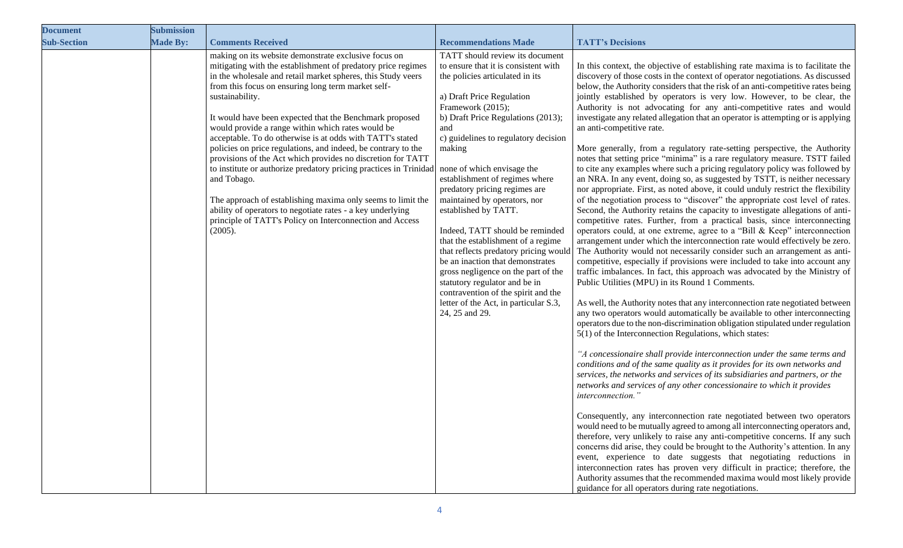| Document Sub-Section | Submission Made By: | Comments Received | Recommendations Made | TATT's Decisions |
|---|---|---|---|---|
| | | making on its website demonstrate exclusive focus on mitigating with the establishment of predatory price regimes in the wholesale and retail market spheres, this Study veers from this focus on ensuring long term market self-sustainability.<br><br>It would have been expected that the Benchmark proposed would provide a range within which rates would be acceptable. To do otherwise is at odds with TATT's stated policies on price regulations, and indeed, be contrary to the provisions of the Act which provides no discretion for TATT to institute or authorize predatory pricing practices in Trinidad and Tobago.<br><br>The approach of establishing maxima only seems to limit the ability of operators to negotiate rates - a key underlying principle of TATT's Policy on Interconnection and Access (2005). | TATT should review its document to ensure that it is consistent with the policies articulated in its<br><br>a) Draft Price Regulation Framework (2015);<br>b) Draft Price Regulations (2013); and<br>c) guidelines to regulatory decision making<br><br>none of which envisage the establishment of regimes where predatory pricing regimes are maintained by operators, nor established by TATT.<br><br>Indeed, TATT should be reminded that the establishment of a regime that reflects predatory pricing would be an inaction that demonstrates gross negligence on the part of the statutory regulator and be in contravention of the spirit and the letter of the Act, in particular S.3, 24, 25 and 29. | In this context, the objective of establishing rate maxima is to facilitate the discovery of those costs in the context of operator negotiations. As discussed below, the Authority considers that the risk of an anti-competitive rates being jointly established by operators is very low. However, to be clear, the Authority is not advocating for any anti-competitive rates and would investigate any related allegation that an operator is attempting or is applying an anti-competitive rate.<br><br>More generally, from a regulatory rate-setting perspective, the Authority notes that setting price "minima" is a rare regulatory measure. TSTT failed to cite any examples where such a pricing regulatory policy was followed by an NRA. In any event, doing so, as suggested by TSTT, is neither necessary nor appropriate. First, as noted above, it could unduly restrict the flexibility of the negotiation process to "discover" the appropriate cost level of rates. Second, the Authority retains the capacity to investigate allegations of anti-competitive rates. Further, from a practical basis, since interconnecting operators could, at one extreme, agree to a "Bill & Keep" interconnection arrangement under which the interconnection rate would effectively be zero. The Authority would not necessarily consider such an arrangement as anti-competitive, especially if provisions were included to take into account any traffic imbalances. In fact, this approach was advocated by the Ministry of Public Utilities (MPU) in its Round 1 Comments.<br><br>As well, the Authority notes that any interconnection rate negotiated between any two operators would automatically be available to other interconnecting operators due to the non-discrimination obligation stipulated under regulation 5(1) of the Interconnection Regulations, which states:<br><br>*"A concessionaire shall provide interconnection under the same terms and conditions and of the same quality as it provides for its own networks and services, the networks and services of its subsidiaries and partners, or the networks and services of any other concessionaire to which it provides interconnection."*<br><br>Consequently, any interconnection rate negotiated between two operators would need to be mutually agreed to among all interconnecting operators and, therefore, very unlikely to raise any anti-competitive concerns. If any such concerns did arise, they could be brought to the Authority's attention. In any event, experience to date suggests that negotiating reductions in interconnection rates has proven very difficult in practice; therefore, the Authority assumes that the recommended maxima would most likely provide guidance for all operators during rate negotiations. |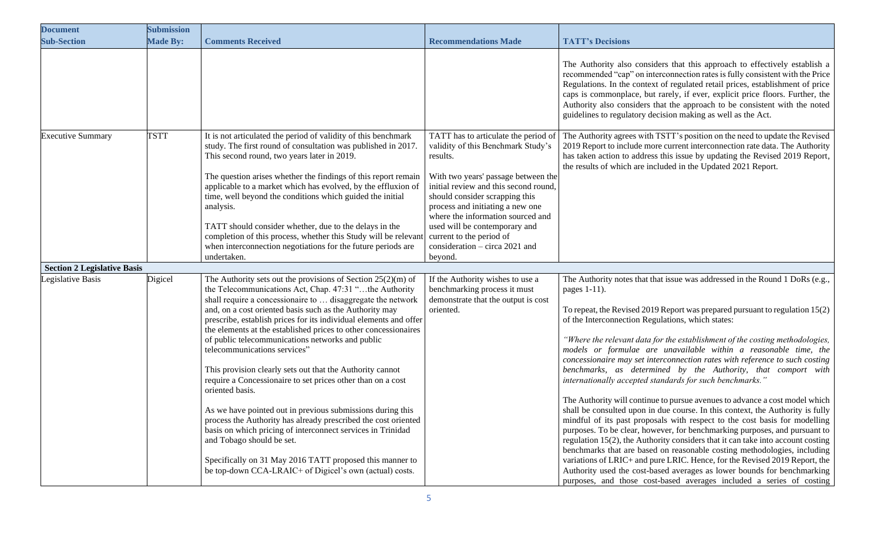| Document Sub-Section | Submission Made By: | Comments Received | Recommendations Made | TATT's Decisions |
|---|---|---|---|---|
| | | | | The Authority also considers that this approach to effectively establish a recommended "cap" on interconnection rates is fully consistent with the Price Regulations. In the context of regulated retail prices, establishment of price caps is commonplace, but rarely, if ever, explicit price floors. Further, the Authority also considers that the approach to be consistent with the noted guidelines to regulatory decision making as well as the Act. |
| Executive Summary | TSTT | It is not articulated the period of validity of this benchmark study. The first round of consultation was published in 2017. This second round, two years later in 2019.<br><br>The question arises whether the findings of this report remain applicable to a market which has evolved, by the effluxion of time, well beyond the conditions which guided the initial analysis.<br><br>TATT should consider whether, due to the delays in the completion of this process, whether this Study will be relevant when interconnection negotiations for the future periods are undertaken. | TATT has to articulate the period of validity of this Benchmark Study's results.<br><br>With two years' passage between the initial review and this second round, should consider scrapping this process and initiating a new one where the information sourced and used will be contemporary and current to the period of consideration – circa 2021 and beyond. | The Authority agrees with TSTT's position on the need to update the Revised 2019 Report to include more current interconnection rate data. The Authority has taken action to address this issue by updating the Revised 2019 Report, the results of which are included in the Updated 2021 Report. |
| **Section 2 Legislative Basis** | | | | |
| Legislative Basis | Digicel | The Authority sets out the provisions of Section 25(2)(m) of the Telecommunications Act, Chap. 47:31 "…the Authority shall require a concessionaire to … disaggregate the network and, on a cost oriented basis such as the Authority may prescribe, establish prices for its individual elements and offer the elements at the established prices to other concessionaires of public telecommunications networks and public telecommunications services"<br><br>This provision clearly sets out that the Authority cannot require a Concessionaire to set prices other than on a cost oriented basis.<br><br>As we have pointed out in previous submissions during this process the Authority has already prescribed the cost oriented basis on which pricing of interconnect services in Trinidad and Tobago should be set.<br><br>Specifically on 31 May 2016 TATT proposed this manner to be top-down CCA-LRAIC+ of Digicel's own (actual) costs. | If the Authority wishes to use a benchmarking process it must demonstrate that the output is cost oriented. | The Authority notes that that issue was addressed in the Round 1 DoRs (e.g., pages 1-11).<br><br>To repeat, the Revised 2019 Report was prepared pursuant to regulation 15(2) of the Interconnection Regulations, which states:<br><br>*"Where the relevant data for the establishment of the costing methodologies, models or formulae are unavailable within a reasonable time, the concessionaire may set interconnection rates with reference to such costing benchmarks, as determined by the Authority, that comport with internationally accepted standards for such benchmarks."*<br><br>The Authority will continue to pursue avenues to advance a cost model which shall be consulted upon in due course. In this context, the Authority is fully mindful of its past proposals with respect to the cost basis for modelling purposes. To be clear, however, for benchmarking purposes, and pursuant to regulation 15(2), the Authority considers that it can take into account costing benchmarks that are based on reasonable costing methodologies, including variations of LRIC+ and pure LRIC. Hence, for the Revised 2019 Report, the Authority used the cost-based averages as lower bounds for benchmarking purposes, and those cost-based averages included a series of costing |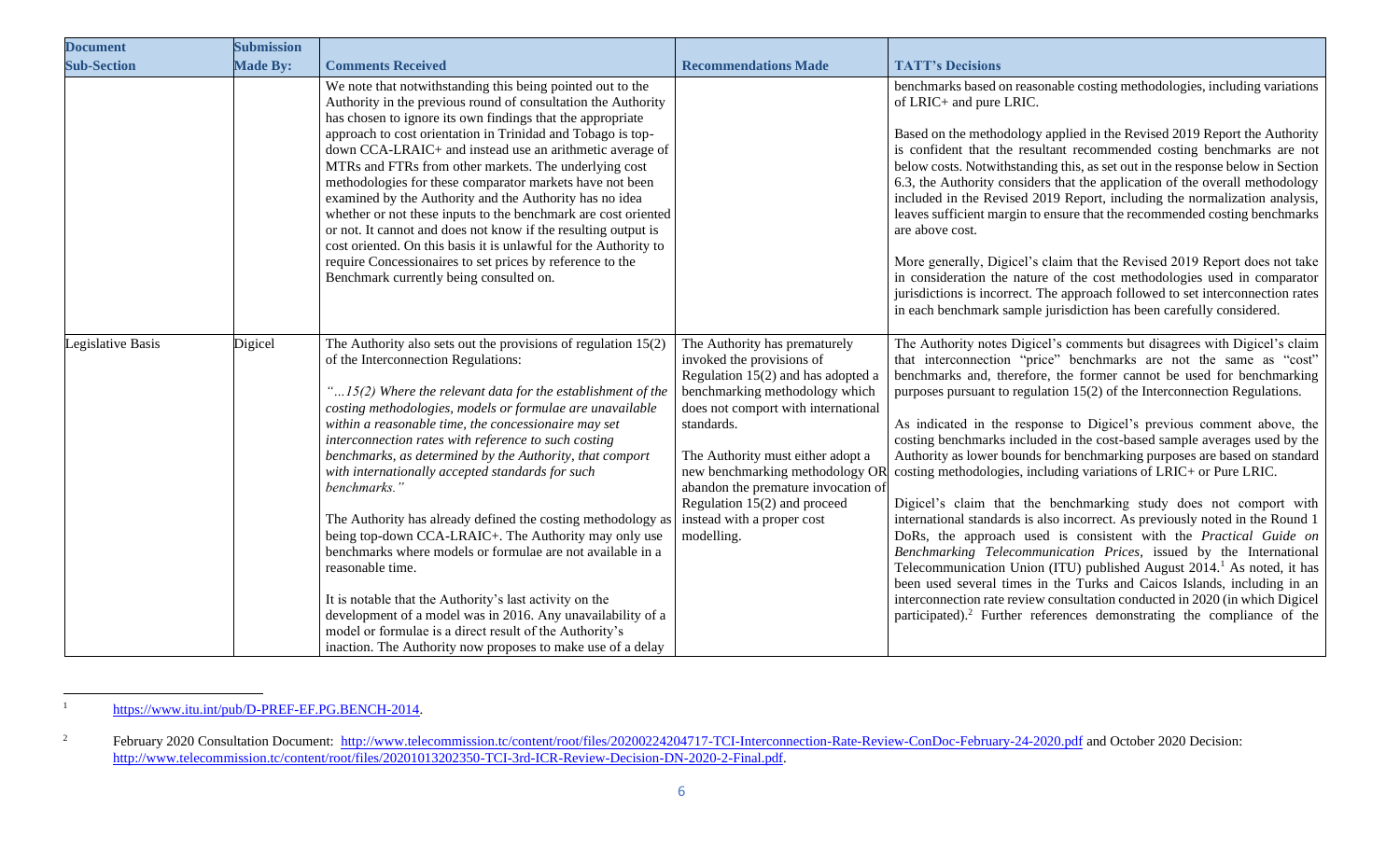| Document Sub-Section | Submission Made By: | Comments Received | Recommendations Made | TATT's Decisions |
|---|---|---|---|---|
| | | We note that notwithstanding this being pointed out to the Authority in the previous round of consultation the Authority has chosen to ignore its own findings that the appropriate approach to cost orientation in Trinidad and Tobago is top-down CCA-LRAIC+ and instead use an arithmetic average of MTRs and FTRs from other markets. The underlying cost methodologies for these comparator markets have not been examined by the Authority and the Authority has no idea whether or not these inputs to the benchmark are cost oriented or not. It cannot and does not know if the resulting output is cost oriented. On this basis it is unlawful for the Authority to require Concessionaires to set prices by reference to the Benchmark currently being consulted on. | | benchmarks based on reasonable costing methodologies, including variations of LRIC+ and pure LRIC.<br><br>Based on the methodology applied in the Revised 2019 Report the Authority is confident that the resultant recommended costing benchmarks are not below costs. Notwithstanding this, as set out in the response below in Section 6.3, the Authority considers that the application of the overall methodology included in the Revised 2019 Report, including the normalization analysis, leaves sufficient margin to ensure that the recommended costing benchmarks are above cost.<br><br>More generally, Digicel's claim that the Revised 2019 Report does not take in consideration the nature of the cost methodologies used in comparator jurisdictions is incorrect. The approach followed to set interconnection rates in each benchmark sample jurisdiction has been carefully considered. |
| Legislative Basis | Digicel | The Authority also sets out the provisions of regulation 15(2) of the Interconnection Regulations:<br><br>*"…15(2) Where the relevant data for the establishment of the costing methodologies, models or formulae are unavailable within a reasonable time, the concessionaire may set interconnection rates with reference to such costing benchmarks, as determined by the Authority, that comport with internationally accepted standards for such benchmarks."*<br><br>The Authority has already defined the costing methodology as being top-down CCA-LRAIC+. The Authority may only use benchmarks where models or formulae are not available in a reasonable time.<br><br>It is notable that the Authority's last activity on the development of a model was in 2016. Any unavailability of a model or formulae is a direct result of the Authority's inaction. The Authority now proposes to make use of a delay | The Authority has prematurely invoked the provisions of Regulation 15(2) and has adopted a benchmarking methodology which does not comport with international standards.<br><br>The Authority must either adopt a new benchmarking methodology OR abandon the premature invocation of Regulation 15(2) and proceed instead with a proper cost modelling. | The Authority notes Digicel's comments but disagrees with Digicel's claim that interconnection "price" benchmarks are not the same as "cost" benchmarks and, therefore, the former cannot be used for benchmarking purposes pursuant to regulation 15(2) of the Interconnection Regulations.<br><br>As indicated in the response to Digicel's previous comment above, the costing benchmarks included in the cost-based sample averages used by the Authority as lower bounds for benchmarking purposes are based on standard costing methodologies, including variations of LRIC+ or Pure LRIC.<br><br>Digicel's claim that the benchmarking study does not comport with international standards is also incorrect. As previously noted in the Round 1 DoRs, the approach used is consistent with the *Practical Guide on Benchmarking Telecommunication Prices*, issued by the International Telecommunication Union (ITU) published August 2014.[1] As noted, it has been used several times in the Turks and Caicos Islands, including in an interconnection rate review consultation conducted in 2020 (in which Digicel participated).[2] Further references demonstrating the compliance of the |

[1] https://www.itu.int/pub/D-PREF-EF.PG.BENCH-2014.

[2] February 2020 Consultation Document: http://www.telecommission.tc/content/root/files/20200224204717-TCI-Interconnection-Rate-Review-ConDoc-February-24-2020.pdf and October 2020 Decision: http://www.telecommission.tc/content/root/files/20201013202350-TCI-3rd-ICR-Review-Decision-DN-2020-2-Final.pdf.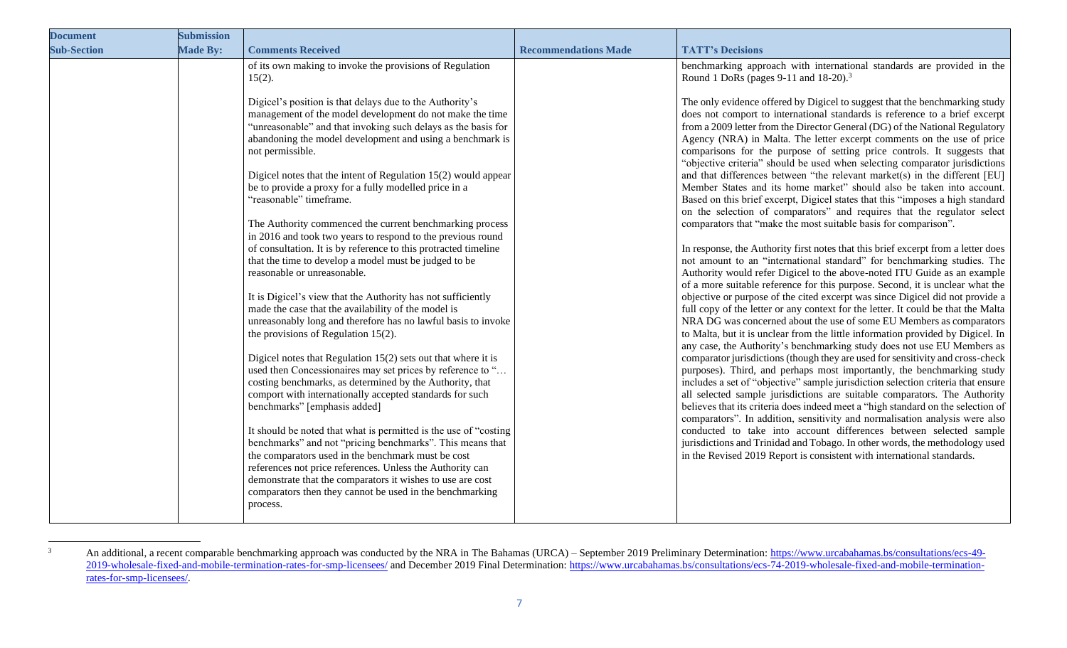| Document Sub-Section | Submission Made By: | Comments Received | Recommendations Made | TATT's Decisions |
|---|---|---|---|---|
| | | of its own making to invoke the provisions of Regulation 15(2).<br><br>Digicel's position is that delays due to the Authority's management of the model development do not make the time "unreasonable" and that invoking such delays as the basis for abandoning the model development and using a benchmark is not permissible.<br><br>Digicel notes that the intent of Regulation 15(2) would appear be to provide a proxy for a fully modelled price in a "reasonable" timeframe.<br><br>The Authority commenced the current benchmarking process in 2016 and took two years to respond to the previous round of consultation. It is by reference to this protracted timeline that the time to develop a model must be judged to be reasonable or unreasonable.<br><br>It is Digicel's view that the Authority has not sufficiently made the case that the availability of the model is unreasonably long and therefore has no lawful basis to invoke the provisions of Regulation 15(2).<br><br>Digicel notes that Regulation 15(2) sets out that where it is used then Concessionaires may set prices by reference to "… costing benchmarks, as determined by the Authority, that comport with internationally accepted standards for such benchmarks" [emphasis added]<br><br>It should be noted that what is permitted is the use of "costing benchmarks" and not "pricing benchmarks". This means that the comparators used in the benchmark must be cost references not price references. Unless the Authority can demonstrate that the comparators it wishes to use are cost comparators then they cannot be used in the benchmarking process. | | benchmarking approach with international standards are provided in the Round 1 DoRs (pages 9-11 and 18-20).[3]<br><br>The only evidence offered by Digicel to suggest that the benchmarking study does not comport to international standards is reference to a brief excerpt from a 2009 letter from the Director General (DG) of the National Regulatory Agency (NRA) in Malta. The letter excerpt comments on the use of price comparisons for the purpose of setting price controls. It suggests that "objective criteria" should be used when selecting comparator jurisdictions and that differences between "the relevant market(s) in the different [EU] Member States and its home market" should also be taken into account. Based on this brief excerpt, Digicel states that this "imposes a high standard on the selection of comparators" and requires that the regulator select comparators that "make the most suitable basis for comparison".<br><br>In response, the Authority first notes that this brief excerpt from a letter does not amount to an "international standard" for benchmarking studies. The Authority would refer Digicel to the above-noted ITU Guide as an example of a more suitable reference for this purpose. Second, it is unclear what the objective or purpose of the cited excerpt was since Digicel did not provide a full copy of the letter or any context for the letter. It could be that the Malta NRA DG was concerned about the use of some EU Members as comparators to Malta, but it is unclear from the little information provided by Digicel. In any case, the Authority's benchmarking study does not use EU Members as comparator jurisdictions (though they are used for sensitivity and cross-check purposes). Third, and perhaps most importantly, the benchmarking study includes a set of "objective" sample jurisdiction selection criteria that ensure all selected sample jurisdictions are suitable comparators. The Authority believes that its criteria does indeed meet a "high standard on the selection of comparators". In addition, sensitivity and normalisation analysis were also conducted to take into account differences between selected sample jurisdictions and Trinidad and Tobago. In other words, the methodology used in the Revised 2019 Report is consistent with international standards. |

[3] An additional, a recent comparable benchmarking approach was conducted by the NRA in The Bahamas (URCA) – September 2019 Preliminary Determination: https://www.urcabahamas.bs/consultations/ecs-49-2019-wholesale-fixed-and-mobile-termination-rates-for-smp-licensees/ and December 2019 Final Determination: https://www.urcabahamas.bs/consultations/ecs-74-2019-wholesale-fixed-and-mobile-termination-rates-for-smp-licensees/.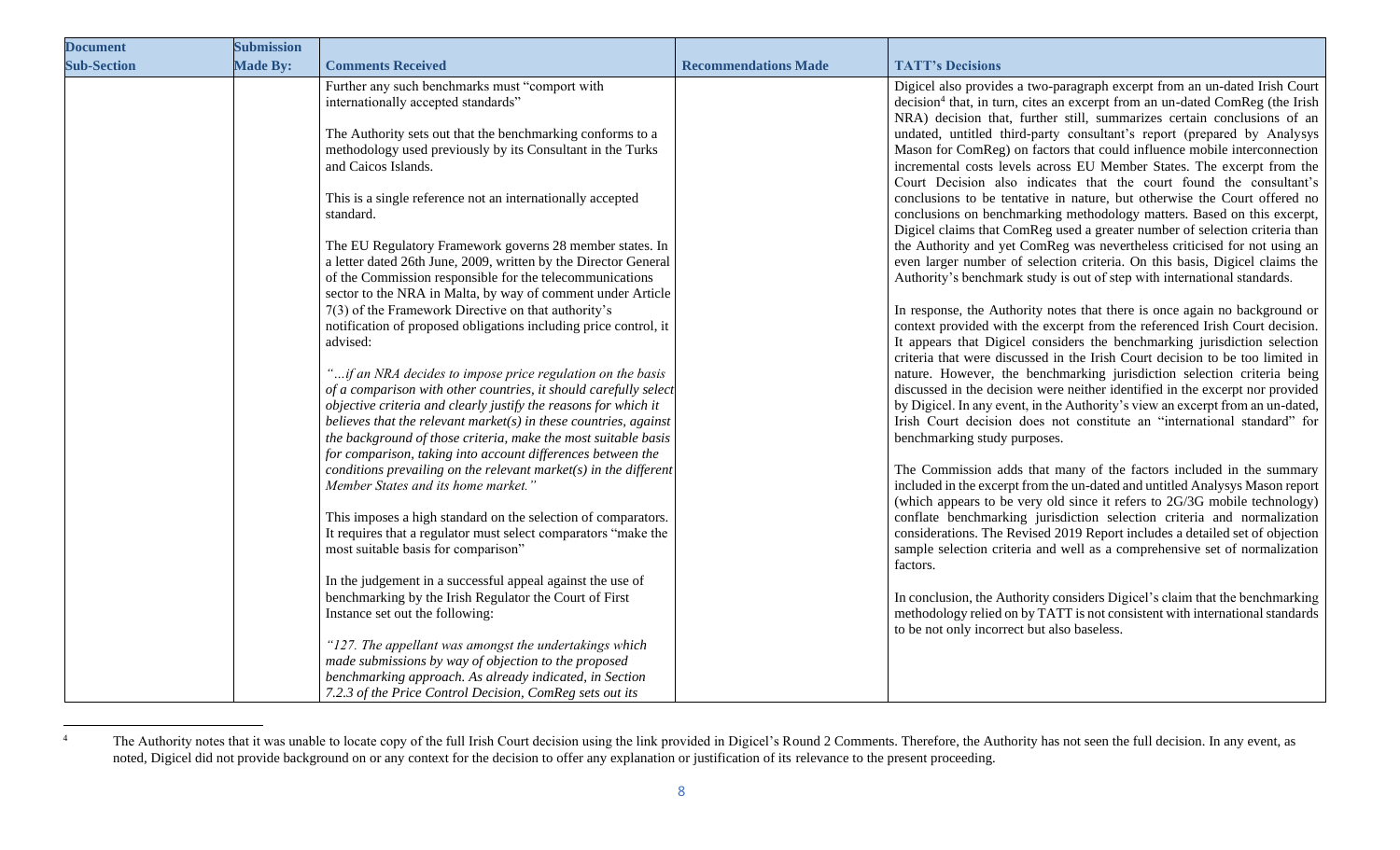| Document Sub-Section | Submission Made By: | Comments Received | Recommendations Made | TATT's Decisions |
|---|---|---|---|---|
| | | Further any such benchmarks must "comport with internationally accepted standards"<br><br>The Authority sets out that the benchmarking conforms to a methodology used previously by its Consultant in the Turks and Caicos Islands.<br><br>This is a single reference not an internationally accepted standard.<br><br>The EU Regulatory Framework governs 28 member states. In a letter dated 26th June, 2009, written by the Director General of the Commission responsible for the telecommunications sector to the NRA in Malta, by way of comment under Article 7(3) of the Framework Directive on that authority's notification of proposed obligations including price control, it advised:<br><br>*"…if an NRA decides to impose price regulation on the basis of a comparison with other countries, it should carefully select objective criteria and clearly justify the reasons for which it believes that the relevant market(s) in these countries, against the background of those criteria, make the most suitable basis for comparison, taking into account differences between the conditions prevailing on the relevant market(s) in the different Member States and its home market."*<br><br>This imposes a high standard on the selection of comparators. It requires that a regulator must select comparators "make the most suitable basis for comparison"<br><br>In the judgement in a successful appeal against the use of benchmarking by the Irish Regulator the Court of First Instance set out the following:<br><br>*"127. The appellant was amongst the undertakings which made submissions by way of objection to the proposed benchmarking approach. As already indicated, in Section 7.2.3 of the Price Control Decision, ComReg sets out its* | | Digicel also provides a two-paragraph excerpt from an un-dated Irish Court decision[4] that, in turn, cites an excerpt from an un-dated ComReg (the Irish NRA) decision that, further still, summarizes certain conclusions of an undated, untitled third-party consultant's report (prepared by Analysys Mason for ComReg) on factors that could influence mobile interconnection incremental costs levels across EU Member States. The excerpt from the Court Decision also indicates that the court found the consultant's conclusions to be tentative in nature, but otherwise the Court offered no conclusions on benchmarking methodology matters. Based on this excerpt, Digicel claims that ComReg used a greater number of selection criteria than the Authority and yet ComReg was nevertheless criticised for not using an even larger number of selection criteria. On this basis, Digicel claims the Authority's benchmark study is out of step with international standards.<br><br>In response, the Authority notes that there is once again no background or context provided with the excerpt from the referenced Irish Court decision. It appears that Digicel considers the benchmarking jurisdiction selection criteria that were discussed in the Irish Court decision to be too limited in nature. However, the benchmarking jurisdiction selection criteria being discussed in the decision were neither identified in the excerpt nor provided by Digicel. In any event, in the Authority's view an excerpt from an un-dated, Irish Court decision does not constitute an "international standard" for benchmarking study purposes.<br><br>The Commission adds that many of the factors included in the summary included in the excerpt from the un-dated and untitled Analysys Mason report (which appears to be very old since it refers to 2G/3G mobile technology) conflate benchmarking jurisdiction selection criteria and normalization considerations. The Revised 2019 Report includes a detailed set of objection sample selection criteria and well as a comprehensive set of normalization factors.<br><br>In conclusion, the Authority considers Digicel's claim that the benchmarking methodology relied on by TATT is not consistent with international standards to be not only incorrect but also baseless. |

[4] The Authority notes that it was unable to locate copy of the full Irish Court decision using the link provided in Digicel's Round 2 Comments. Therefore, the Authority has not seen the full decision. In any event, as noted, Digicel did not provide background on or any context for the decision to offer any explanation or justification of its relevance to the present proceeding.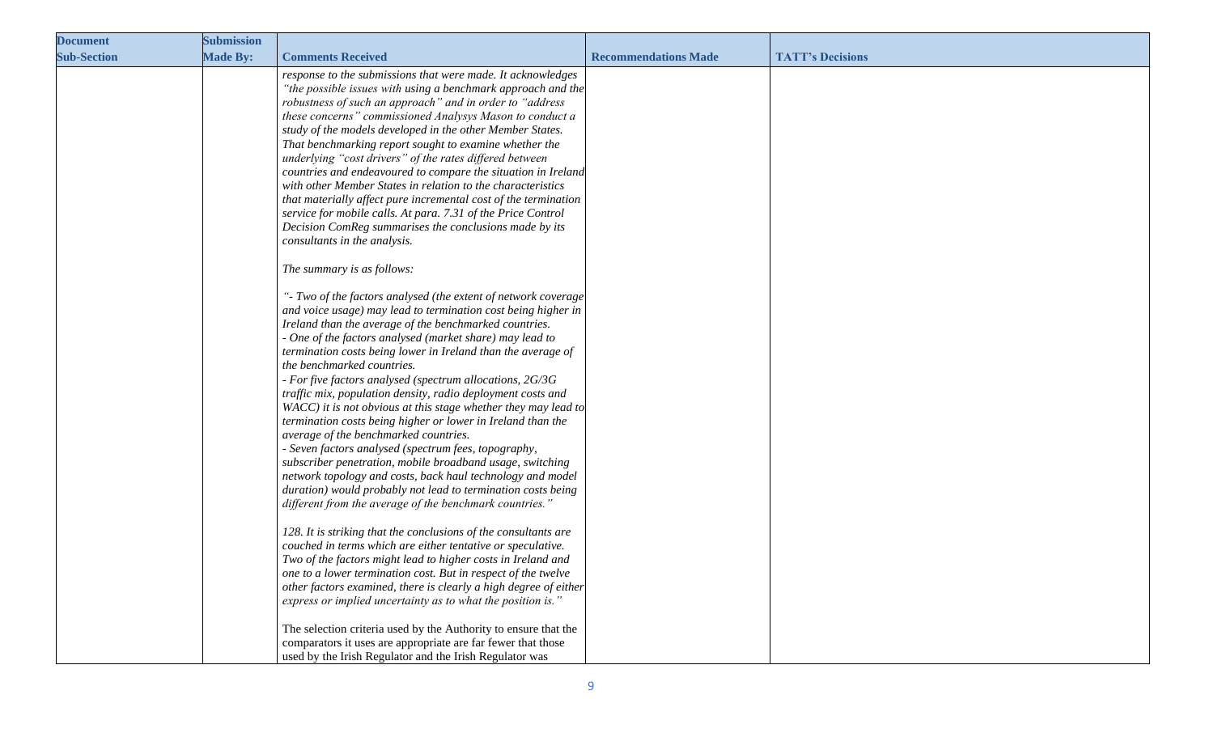| Document Sub-Section | Submission Made By: | Comments Received | Recommendations Made | TATT's Decisions |
|---|---|---|---|---|
| | | *response to the submissions that were made. It acknowledges "the possible issues with using a benchmark approach and the robustness of such an approach" and in order to "address these concerns" commissioned Analysys Mason to conduct a study of the models developed in the other Member States. That benchmarking report sought to examine whether the underlying "cost drivers" of the rates differed between countries and endeavoured to compare the situation in Ireland with other Member States in relation to the characteristics that materially affect pure incremental cost of the termination service for mobile calls. At para. 7.31 of the Price Control Decision ComReg summarises the conclusions made by its consultants in the analysis.*<br><br>*The summary is as follows:*<br><br>*"- Two of the factors analysed (the extent of network coverage and voice usage) may lead to termination cost being higher in Ireland than the average of the benchmarked countries.*<br>*- One of the factors analysed (market share) may lead to termination costs being lower in Ireland than the average of the benchmarked countries.*<br>*- For five factors analysed (spectrum allocations, 2G/3G traffic mix, population density, radio deployment costs and WACC) it is not obvious at this stage whether they may lead to termination costs being higher or lower in Ireland than the average of the benchmarked countries.*<br>*- Seven factors analysed (spectrum fees, topography, subscriber penetration, mobile broadband usage, switching network topology and costs, back haul technology and model duration) would probably not lead to termination costs being different from the average of the benchmark countries."*<br><br>*128. It is striking that the conclusions of the consultants are couched in terms which are either tentative or speculative. Two of the factors might lead to higher costs in Ireland and one to a lower termination cost. But in respect of the twelve other factors examined, there is clearly a high degree of either express or implied uncertainty as to what the position is."*<br><br>The selection criteria used by the Authority to ensure that the comparators it uses are appropriate are far fewer that those used by the Irish Regulator and the Irish Regulator was | | |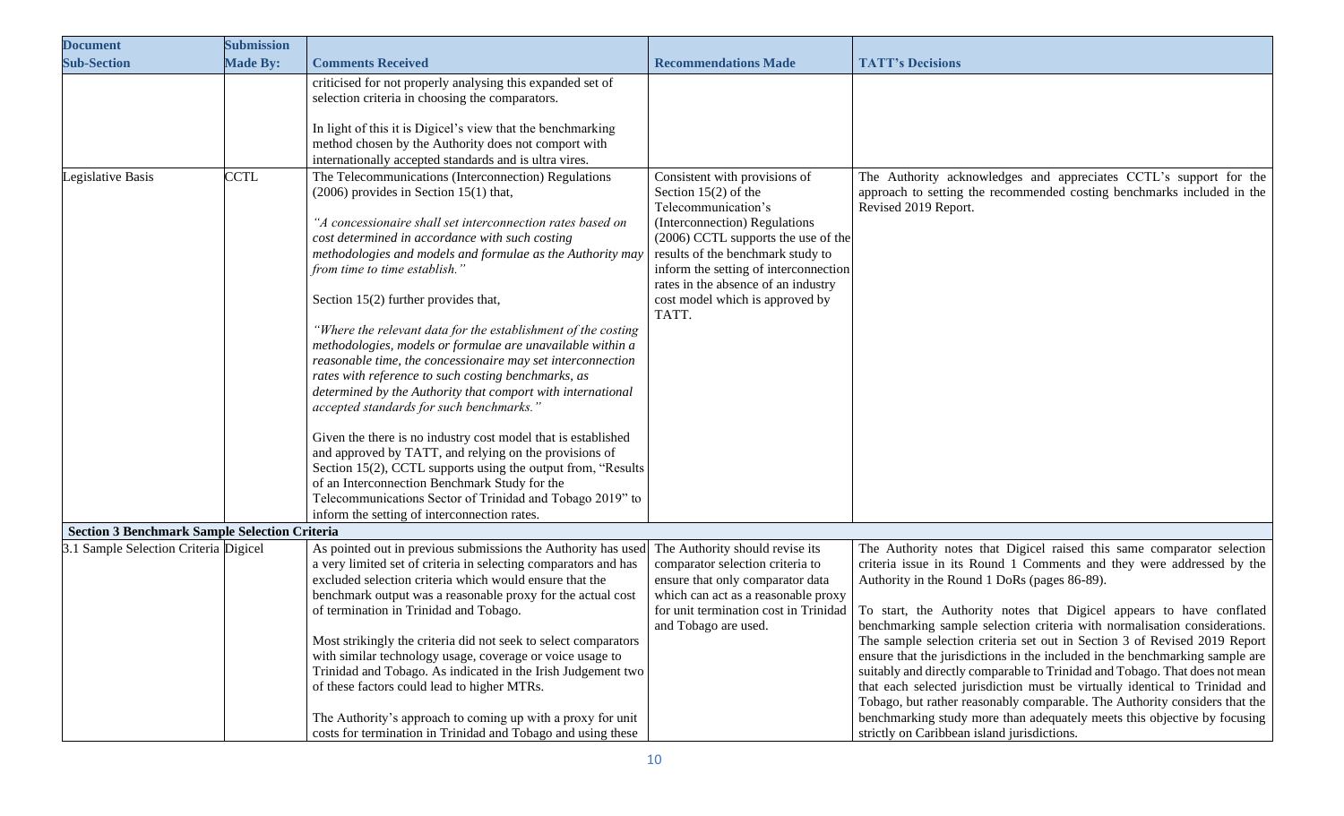| Document Sub-Section | Submission Made By: | Comments Received | Recommendations Made | TATT's Decisions |
|---|---|---|---|---|
| | | criticised for not properly analysing this expanded set of selection criteria in choosing the comparators.<br><br>In light of this it is Digicel's view that the benchmarking method chosen by the Authority does not comport with internationally accepted standards and is ultra vires. | | |
| Legislative Basis | CCTL | The Telecommunications (Interconnection) Regulations (2006) provides in Section 15(1) that,<br><br>*"A concessionaire shall set interconnection rates based on cost determined in accordance with such costing methodologies and models and formulae as the Authority may from time to time establish."*<br><br>Section 15(2) further provides that,<br><br>*"Where the relevant data for the establishment of the costing methodologies, models or formulae are unavailable within a reasonable time, the concessionaire may set interconnection rates with reference to such costing benchmarks, as determined by the Authority that comport with international accepted standards for such benchmarks."*<br><br>Given the there is no industry cost model that is established and approved by TATT, and relying on the provisions of Section 15(2), CCTL supports using the output from, "Results of an Interconnection Benchmark Study for the Telecommunications Sector of Trinidad and Tobago 2019" to inform the setting of interconnection rates. | Consistent with provisions of Section 15(2) of the Telecommunication's (Interconnection) Regulations (2006) CCTL supports the use of the results of the benchmark study to inform the setting of interconnection rates in the absence of an industry cost model which is approved by TATT. | The Authority acknowledges and appreciates CCTL's support for the approach to setting the recommended costing benchmarks included in the Revised 2019 Report. |
| **Section 3 Benchmark Sample Selection Criteria** | | | | |
| 3.1 Sample Selection Criteria | Digicel | As pointed out in previous submissions the Authority has used a very limited set of criteria in selecting comparators and has excluded selection criteria which would ensure that the benchmark output was a reasonable proxy for the actual cost of termination in Trinidad and Tobago.<br><br>Most strikingly the criteria did not seek to select comparators with similar technology usage, coverage or voice usage to Trinidad and Tobago. As indicated in the Irish Judgement two of these factors could lead to higher MTRs.<br><br>The Authority's approach to coming up with a proxy for unit costs for termination in Trinidad and Tobago and using these | The Authority should revise its comparator selection criteria to ensure that only comparator data which can act as a reasonable proxy for unit termination cost in Trinidad and Tobago are used. | The Authority notes that Digicel raised this same comparator selection criteria issue in its Round 1 Comments and they were addressed by the Authority in the Round 1 DoRs (pages 86-89).<br><br>To start, the Authority notes that Digicel appears to have conflated benchmarking sample selection criteria with normalisation considerations. The sample selection criteria set out in Section 3 of Revised 2019 Report ensure that the jurisdictions in the included in the benchmarking sample are suitably and directly comparable to Trinidad and Tobago. That does not mean that each selected jurisdiction must be virtually identical to Trinidad and Tobago, but rather reasonably comparable. The Authority considers that the benchmarking study more than adequately meets this objective by focusing strictly on Caribbean island jurisdictions. |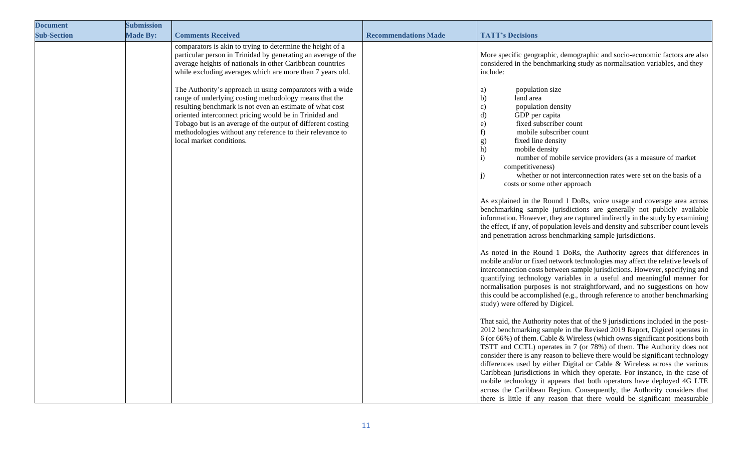| Document Sub-Section | Submission Made By: | Comments Received | Recommendations Made | TATT's Decisions |
|---|---|---|---|---|
| | | comparators is akin to trying to determine the height of a particular person in Trinidad by generating an average of the average heights of nationals in other Caribbean countries while excluding averages which are more than 7 years old.<br><br>The Authority's approach in using comparators with a wide range of underlying costing methodology means that the resulting benchmark is not even an estimate of what cost oriented interconnect pricing would be in Trinidad and Tobago but is an average of the output of different costing methodologies without any reference to their relevance to local market conditions. | | More specific geographic, demographic and socio-economic factors are also considered in the benchmarking study as normalisation variables, and they include:<br><br>a) population size<br>b) land area<br>c) population density<br>d) GDP per capita<br>e) fixed subscriber count<br>f) mobile subscriber count<br>g) fixed line density<br>h) mobile density<br>i) number of mobile service providers (as a measure of market competitiveness)<br>j) whether or not interconnection rates were set on the basis of a costs or some other approach<br><br>As explained in the Round 1 DoRs, voice usage and coverage area across benchmarking sample jurisdictions are generally not publicly available information. However, they are captured indirectly in the study by examining the effect, if any, of population levels and density and subscriber count levels and penetration across benchmarking sample jurisdictions.<br><br>As noted in the Round 1 DoRs, the Authority agrees that differences in mobile and/or fixed network technologies may affect the relative levels of interconnection costs between sample jurisdictions. However, specifying and quantifying technology variables in a useful and meaningful manner for normalisation purposes is not straightforward, and no suggestions on how this could be accomplished (e.g., through reference to another benchmarking study) were offered by Digicel.<br><br>That said, the Authority notes that of the 9 jurisdictions included in the post-2012 benchmarking sample in the Revised 2019 Report, Digicel operates in 6 (or 66%) of them. Cable & Wireless (which owns significant positions both TSTT and CCTL) operates in 7 (or 78%) of them. The Authority does not consider there is any reason to believe there would be significant technology differences used by either Digital or Cable & Wireless across the various Caribbean jurisdictions in which they operate. For instance, in the case of mobile technology it appears that both operators have deployed 4G LTE across the Caribbean Region. Consequently, the Authority considers that there is little if any reason that there would be significant measurable |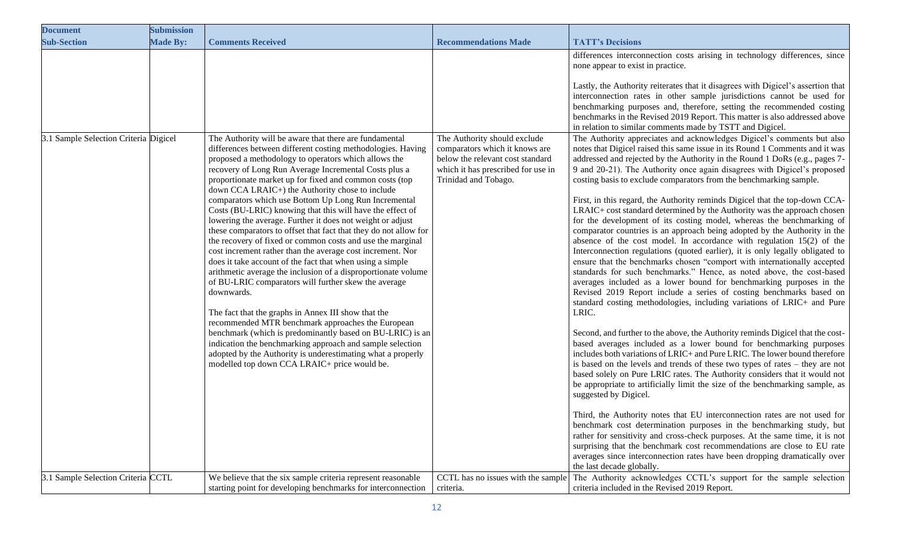| Document Sub-Section | Submission Made By: | Comments Received | Recommendations Made | TATT's Decisions |
|---|---|---|---|---|
| | | | | differences interconnection costs arising in technology differences, since none appear to exist in practice.<br><br>Lastly, the Authority reiterates that it disagrees with Digicel's assertion that interconnection rates in other sample jurisdictions cannot be used for benchmarking purposes and, therefore, setting the recommended costing benchmarks in the Revised 2019 Report. This matter is also addressed above in relation to similar comments made by TSTT and Digicel. |
| 3.1 Sample Selection Criteria | Digicel | The Authority will be aware that there are fundamental differences between different costing methodologies. Having proposed a methodology to operators which allows the recovery of Long Run Average Incremental Costs plus a proportionate market up for fixed and common costs (top down CCA LRAIC+) the Authority chose to include comparators which use Bottom Up Long Run Incremental Costs (BU-LRIC) knowing that this will have the effect of lowering the average. Further it does not weight or adjust these comparators to offset that fact that they do not allow for the recovery of fixed or common costs and use the marginal cost increment rather than the average cost increment. Nor does it take account of the fact that when using a simple arithmetic average the inclusion of a disproportionate volume of BU-LRIC comparators will further skew the average downwards.<br><br>The fact that the graphs in Annex III show that the recommended MTR benchmark approaches the European benchmark (which is predominantly based on BU-LRIC) is an indication the benchmarking approach and sample selection adopted by the Authority is underestimating what a properly modelled top down CCA LRAIC+ price would be. | The Authority should exclude comparators which it knows are below the relevant cost standard which it has prescribed for use in Trinidad and Tobago. | The Authority appreciates and acknowledges Digicel's comments but also notes that Digicel raised this same issue in its Round 1 Comments and it was addressed and rejected by the Authority in the Round 1 DoRs (e.g., pages 7-9 and 20-21). The Authority once again disagrees with Digicel's proposed costing basis to exclude comparators from the benchmarking sample.<br><br>First, in this regard, the Authority reminds Digicel that the top-down CCA-LRAIC+ cost standard determined by the Authority was the approach chosen for the development of its costing model, whereas the benchmarking of comparator countries is an approach being adopted by the Authority in the absence of the cost model. In accordance with regulation 15(2) of the Interconnection regulations (quoted earlier), it is only legally obligated to ensure that the benchmarks chosen "comport with internationally accepted standards for such benchmarks." Hence, as noted above, the cost-based averages included as a lower bound for benchmarking purposes in the Revised 2019 Report include a series of costing benchmarks based on standard costing methodologies, including variations of LRIC+ and Pure LRIC.<br><br>Second, and further to the above, the Authority reminds Digicel that the cost-based averages included as a lower bound for benchmarking purposes includes both variations of LRIC+ and Pure LRIC. The lower bound therefore is based on the levels and trends of these two types of rates – they are not based solely on Pure LRIC rates. The Authority considers that it would not be appropriate to artificially limit the size of the benchmarking sample, as suggested by Digicel.<br><br>Third, the Authority notes that EU interconnection rates are not used for benchmark cost determination purposes in the benchmarking study, but rather for sensitivity and cross-check purposes. At the same time, it is not surprising that the benchmark cost recommendations are close to EU rate averages since interconnection rates have been dropping dramatically over the last decade globally. |
| 3.1 Sample Selection Criteria | CCTL | We believe that the six sample criteria represent reasonable starting point for developing benchmarks for interconnection | CCTL has no issues with the sample criteria. | The Authority acknowledges CCTL's support for the sample selection criteria included in the Revised 2019 Report. |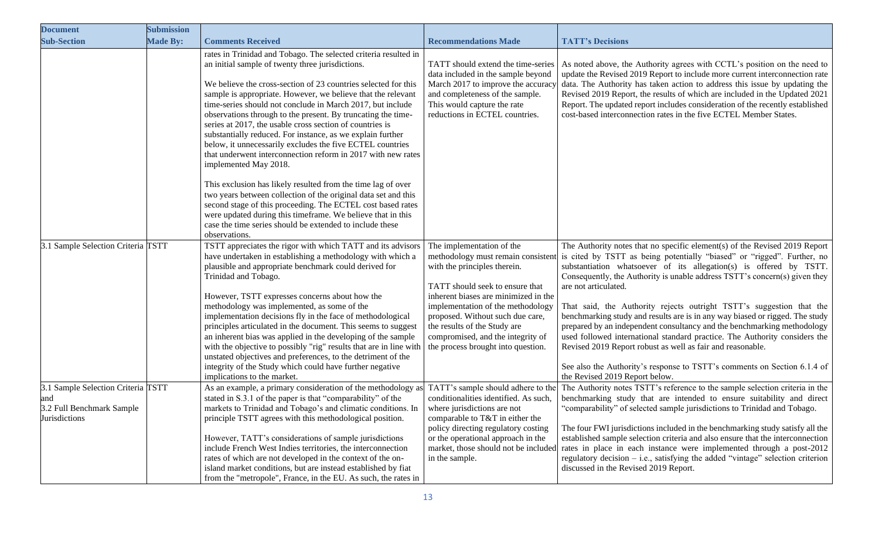| Document Sub-Section | Submission Made By: | Comments Received | Recommendations Made | TATT's Decisions |
|---|---|---|---|---|
| | | rates in Trinidad and Tobago. The selected criteria resulted in an initial sample of twenty three jurisdictions.<br><br>We believe the cross-section of 23 countries selected for this sample is appropriate. However, we believe that the relevant time-series should not conclude in March 2017, but include observations through to the present. By truncating the time-series at 2017, the usable cross section of countries is substantially reduced. For instance, as we explain further below, it unnecessarily excludes the five ECTEL countries that underwent interconnection reform in 2017 with new rates implemented May 2018.<br><br>This exclusion has likely resulted from the time lag of over two years between collection of the original data set and this second stage of this proceeding. The ECTEL cost based rates were updated during this timeframe. We believe that in this case the time series should be extended to include these observations. | TATT should extend the time-series data included in the sample beyond March 2017 to improve the accuracy and completeness of the sample. This would capture the rate reductions in ECTEL countries. | As noted above, the Authority agrees with CCTL's position on the need to update the Revised 2019 Report to include more current interconnection rate data. The Authority has taken action to address this issue by updating the Revised 2019 Report, the results of which are included in the Updated 2021 Report. The updated report includes consideration of the recently established cost-based interconnection rates in the five ECTEL Member States. |
| 3.1 Sample Selection Criteria | TSTT | TSTT appreciates the rigor with which TATT and its advisors have undertaken in establishing a methodology with which a plausible and appropriate benchmark could derived for Trinidad and Tobago.<br><br>However, TSTT expresses concerns about how the methodology was implemented, as some of the implementation decisions fly in the face of methodological principles articulated in the document. This seems to suggest an inherent bias was applied in the developing of the sample with the objective to possibly "rig" results that are in line with unstated objectives and preferences, to the detriment of the integrity of the Study which could have further negative implications to the market. | The implementation of the methodology must remain consistent with the principles therein.<br><br>TATT should seek to ensure that inherent biases are minimized in the implementation of the methodology proposed. Without such due care, the results of the Study are compromised, and the integrity of the process brought into question. | The Authority notes that no specific element(s) of the Revised 2019 Report is cited by TSTT as being potentially "biased" or "rigged". Further, no substantiation whatsoever of its allegation(s) is offered by TSTT. Consequently, the Authority is unable address TSTT's concern(s) given they are not articulated.<br><br>That said, the Authority rejects outright TSTT's suggestion that the benchmarking study and results are in any way biased or rigged. The study prepared by an independent consultancy and the benchmarking methodology used followed international standard practice. The Authority considers the Revised 2019 Report robust as well as fair and reasonable.<br><br>See also the Authority's response to TSTT's comments on Section 6.1.4 of the Revised 2019 Report below. |
| 3.1 Sample Selection Criteria and 3.2 Full Benchmark Sample Jurisdictions | TSTT | As an example, a primary consideration of the methodology as stated in S.3.1 of the paper is that "comparability" of the markets to Trinidad and Tobago's and climatic conditions. In principle TSTT agrees with this methodological position.<br><br>However, TATT's considerations of sample jurisdictions include French West Indies territories, the interconnection rates of which are not developed in the context of the on-island market conditions, but are instead established by fiat from the "metropole", France, in the EU. As such, the rates in | TATT's sample should adhere to the conditionalities identified. As such, where jurisdictions are not comparable to T&T in either the policy directing regulatory costing or the operational approach in the market, those should not be included in the sample. | The Authority notes TSTT's reference to the sample selection criteria in the benchmarking study that are intended to ensure suitability and the "comparability" of selected sample jurisdictions to Trinidad and Tobago.<br><br>The four FWI jurisdictions included in the benchmarking study satisfy all the established sample selection criteria and also ensure that the interconnection rates in place in each instance were implemented through a post-2012 regulatory decision – i.e., satisfying the added "vintage" selection criterion discussed in the Revised 2019 Report. |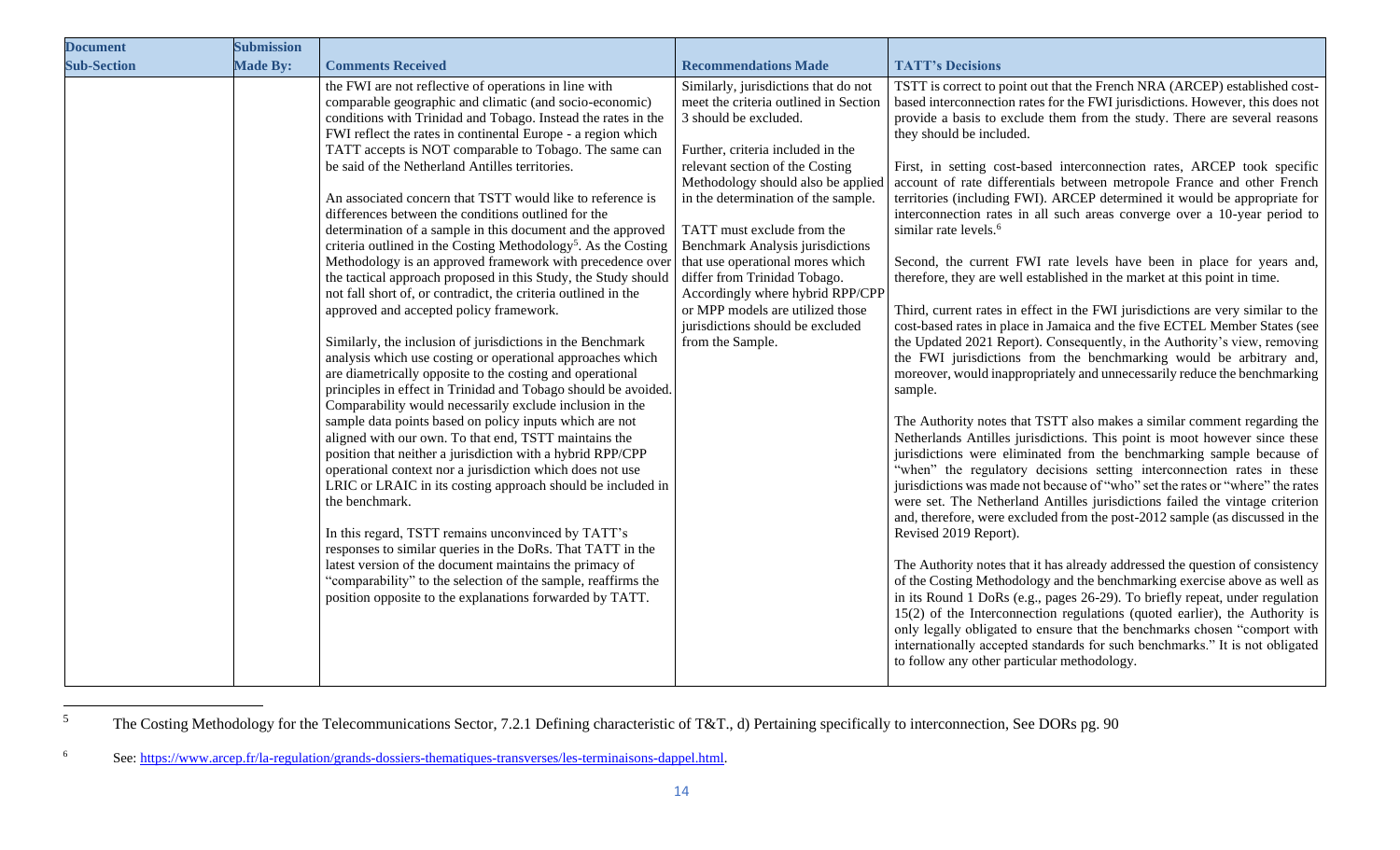| Document Sub-Section | Submission Made By: | Comments Received | Recommendations Made | TATT's Decisions |
|---|---|---|---|---|
| | | the FWI are not reflective of operations in line with comparable geographic and climatic (and socio-economic) conditions with Trinidad and Tobago. Instead the rates in the FWI reflect the rates in continental Europe - a region which TATT accepts is NOT comparable to Tobago. The same can be said of the Netherland Antilles territories.<br><br>An associated concern that TSTT would like to reference is differences between the conditions outlined for the determination of a sample in this document and the approved criteria outlined in the Costing Methodology[5]. As the Costing Methodology is an approved framework with precedence over the tactical approach proposed in this Study, the Study should not fall short of, or contradict, the criteria outlined in the approved and accepted policy framework.<br><br>Similarly, the inclusion of jurisdictions in the Benchmark analysis which use costing or operational approaches which are diametrically opposite to the costing and operational principles in effect in Trinidad and Tobago should be avoided. Comparability would necessarily exclude inclusion in the sample data points based on policy inputs which are not aligned with our own. To that end, TSTT maintains the position that neither a jurisdiction with a hybrid RPP/CPP operational context nor a jurisdiction which does not use LRIC or LRAIC in its costing approach should be included in the benchmark.<br><br>In this regard, TSTT remains unconvinced by TATT's responses to similar queries in the DoRs. That TATT in the latest version of the document maintains the primacy of "comparability" to the selection of the sample, reaffirms the position opposite to the explanations forwarded by TATT. | Similarly, jurisdictions that do not meet the criteria outlined in Section 3 should be excluded.<br><br>Further, criteria included in the relevant section of the Costing Methodology should also be applied in the determination of the sample.<br><br>TATT must exclude from the Benchmark Analysis jurisdictions that use operational mores which differ from Trinidad Tobago. Accordingly where hybrid RPP/CPP or MPP models are utilized those jurisdictions should be excluded from the Sample. | TSTT is correct to point out that the French NRA (ARCEP) established cost-based interconnection rates for the FWI jurisdictions. However, this does not provide a basis to exclude them from the study. There are several reasons they should be included.<br><br>First, in setting cost-based interconnection rates, ARCEP took specific account of rate differentials between metropole France and other French territories (including FWI). ARCEP determined it would be appropriate for interconnection rates in all such areas converge over a 10-year period to similar rate levels.[6]<br><br>Second, the current FWI rate levels have been in place for years and, therefore, they are well established in the market at this point in time.<br><br>Third, current rates in effect in the FWI jurisdictions are very similar to the cost-based rates in place in Jamaica and the five ECTEL Member States (see the Updated 2021 Report). Consequently, in the Authority's view, removing the FWI jurisdictions from the benchmarking would be arbitrary and, moreover, would inappropriately and unnecessarily reduce the benchmarking sample.<br><br>The Authority notes that TSTT also makes a similar comment regarding the Netherlands Antilles jurisdictions. This point is moot however since these jurisdictions were eliminated from the benchmarking sample because of "when" the regulatory decisions setting interconnection rates in these jurisdictions was made not because of "who" set the rates or "where" the rates were set. The Netherland Antilles jurisdictions failed the vintage criterion and, therefore, were excluded from the post-2012 sample (as discussed in the Revised 2019 Report).<br><br>The Authority notes that it has already addressed the question of consistency of the Costing Methodology and the benchmarking exercise above as well as in its Round 1 DoRs (e.g., pages 26-29). To briefly repeat, under regulation 15(2) of the Interconnection regulations (quoted earlier), the Authority is only legally obligated to ensure that the benchmarks chosen "comport with internationally accepted standards for such benchmarks." It is not obligated to follow any other particular methodology. |

[5] The Costing Methodology for the Telecommunications Sector, 7.2.1 Defining characteristic of T&T., d) Pertaining specifically to interconnection, See DORs pg. 90

[6] See: https://www.arcep.fr/la-regulation/grands-dossiers-thematiques-transverses/les-terminaisons-dappel.html.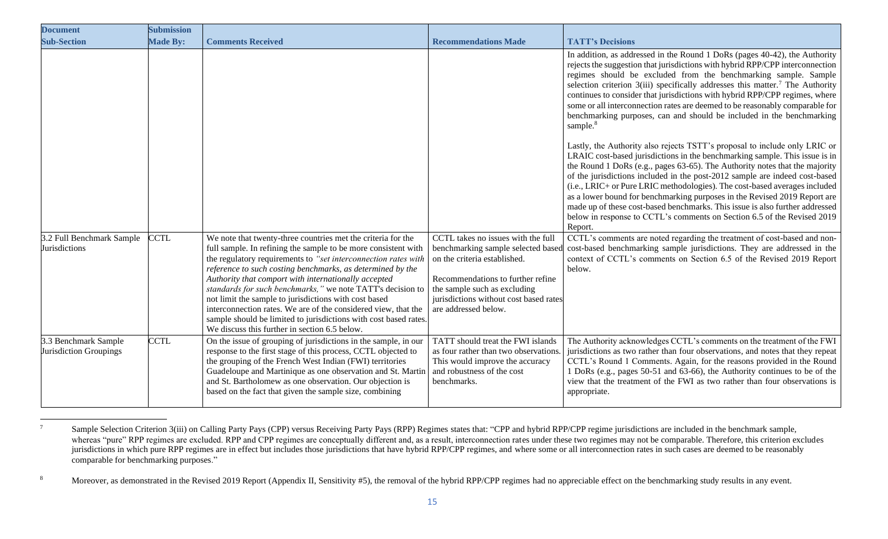| Document Sub-Section | Submission Made By: | Comments Received | Recommendations Made | TATT's Decisions |
|---|---|---|---|---|
| | | | | In addition, as addressed in the Round 1 DoRs (pages 40-42), the Authority rejects the suggestion that jurisdictions with hybrid RPP/CPP interconnection regimes should be excluded from the benchmarking sample. Sample selection criterion 3(iii) specifically addresses this matter.[7] The Authority continues to consider that jurisdictions with hybrid RPP/CPP regimes, where some or all interconnection rates are deemed to be reasonably comparable for benchmarking purposes, can and should be included in the benchmarking sample.[8]<br><br>Lastly, the Authority also rejects TSTT's proposal to include only LRIC or LRAIC cost-based jurisdictions in the benchmarking sample. This issue is in the Round 1 DoRs (e.g., pages 63-65). The Authority notes that the majority of the jurisdictions included in the post-2012 sample are indeed cost-based (i.e., LRIC+ or Pure LRIC methodologies). The cost-based averages included as a lower bound for benchmarking purposes in the Revised 2019 Report are made up of these cost-based benchmarks. This issue is also further addressed below in response to CCTL's comments on Section 6.5 of the Revised 2019 Report. |
| 3.2 Full Benchmark Sample Jurisdictions | CCTL | We note that twenty-three countries met the criteria for the full sample. In refining the sample to be more consistent with the regulatory requirements to *"set interconnection rates with reference to such costing benchmarks, as determined by the Authority that comport with internationally accepted standards for such benchmarks,"* we note TATT's decision to not limit the sample to jurisdictions with cost based interconnection rates. We are of the considered view, that the sample should be limited to jurisdictions with cost based rates. We discuss this further in section 6.5 below. | CCTL takes no issues with the full benchmarking sample selected based on the criteria established.<br><br>Recommendations to further refine the sample such as excluding jurisdictions without cost based rates are addressed below. | CCTL's comments are noted regarding the treatment of cost-based and non-cost-based benchmarking sample jurisdictions. They are addressed in the context of CCTL's comments on Section 6.5 of the Revised 2019 Report below. |
| 3.3 Benchmark Sample Jurisdiction Groupings | CCTL | On the issue of grouping of jurisdictions in the sample, in our response to the first stage of this process, CCTL objected to the grouping of the French West Indian (FWI) territories Guadeloupe and Martinique as one observation and St. Martin and St. Bartholomew as one observation. Our objection is based on the fact that given the sample size, combining | TATT should treat the FWI islands as four rather than two observations. This would improve the accuracy and robustness of the cost benchmarks. | The Authority acknowledges CCTL's comments on the treatment of the FWI jurisdictions as two rather than four observations, and notes that they repeat CCTL's Round 1 Comments. Again, for the reasons provided in the Round 1 DoRs (e.g., pages 50-51 and 63-66), the Authority continues to be of the view that the treatment of the FWI as two rather than four observations is appropriate. |

[7] Sample Selection Criterion 3(iii) on Calling Party Pays (CPP) versus Receiving Party Pays (RPP) Regimes states that: "CPP and hybrid RPP/CPP regime jurisdictions are included in the benchmark sample, whereas "pure" RPP regimes are excluded. RPP and CPP regimes are conceptually different and, as a result, interconnection rates under these two regimes may not be comparable. Therefore, this criterion excludes jurisdictions in which pure RPP regimes are in effect but includes those jurisdictions that have hybrid RPP/CPP regimes, and where some or all interconnection rates in such cases are deemed to be reasonably comparable for benchmarking purposes."

[8] Moreover, as demonstrated in the Revised 2019 Report (Appendix II, Sensitivity #5), the removal of the hybrid RPP/CPP regimes had no appreciable effect on the benchmarking study results in any event.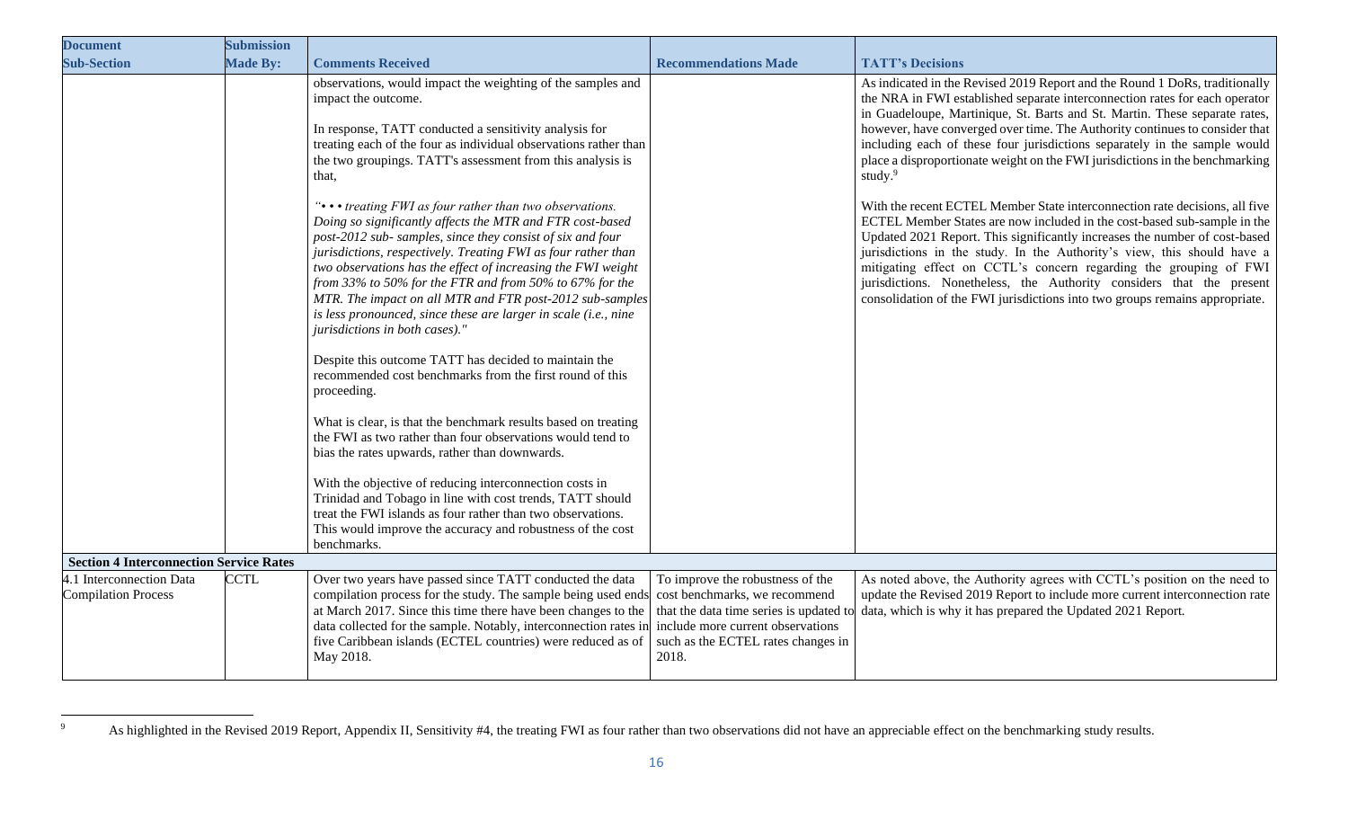| Document Sub-Section | Submission Made By: | Comments Received | Recommendations Made | TATT's Decisions |
|---|---|---|---|---|
| | | observations, would impact the weighting of the samples and impact the outcome.<br><br>In response, TATT conducted a sensitivity analysis for treating each of the four as individual observations rather than the two groupings. TATT's assessment from this analysis is that,<br><br>*"• • • treating FWI as four rather than two observations. Doing so significantly affects the MTR and FTR cost-based post-2012 sub- samples, since they consist of six and four jurisdictions, respectively. Treating FWI as four rather than two observations has the effect of increasing the FWI weight from 33% to 50% for the FTR and from 50% to 67% for the MTR. The impact on all MTR and FTR post-2012 sub-samples is less pronounced, since these are larger in scale (i.e., nine jurisdictions in both cases)."*<br><br>Despite this outcome TATT has decided to maintain the recommended cost benchmarks from the first round of this proceeding.<br><br>What is clear, is that the benchmark results based on treating the FWI as two rather than four observations would tend to bias the rates upwards, rather than downwards.<br><br>With the objective of reducing interconnection costs in Trinidad and Tobago in line with cost trends, TATT should treat the FWI islands as four rather than two observations. This would improve the accuracy and robustness of the cost benchmarks. | | As indicated in the Revised 2019 Report and the Round 1 DoRs, traditionally the NRA in FWI established separate interconnection rates for each operator in Guadeloupe, Martinique, St. Barts and St. Martin. These separate rates, however, have converged over time. The Authority continues to consider that including each of these four jurisdictions separately in the sample would place a disproportionate weight on the FWI jurisdictions in the benchmarking study.[9]<br><br>With the recent ECTEL Member State interconnection rate decisions, all five ECTEL Member States are now included in the cost-based sub-sample in the Updated 2021 Report. This significantly increases the number of cost-based jurisdictions in the study. In the Authority's view, this should have a mitigating effect on CCTL's concern regarding the grouping of FWI jurisdictions. Nonetheless, the Authority considers that the present consolidation of the FWI jurisdictions into two groups remains appropriate. |
| **Section 4 Interconnection Service Rates** | | | | |
| 4.1 Interconnection Data Compilation Process | CCTL | Over two years have passed since TATT conducted the data compilation process for the study. The sample being used ends at March 2017. Since this time there have been changes to the data collected for the sample. Notably, interconnection rates in five Caribbean islands (ECTEL countries) were reduced as of May 2018. | To improve the robustness of the cost benchmarks, we recommend that the data time series is updated to include more current observations such as the ECTEL rates changes in 2018. | As noted above, the Authority agrees with CCTL's position on the need to update the Revised 2019 Report to include more current interconnection rate data, which is why it has prepared the Updated 2021 Report. |

[9] As highlighted in the Revised 2019 Report, Appendix II, Sensitivity #4, the treating FWI as four rather than two observations did not have an appreciable effect on the benchmarking study results.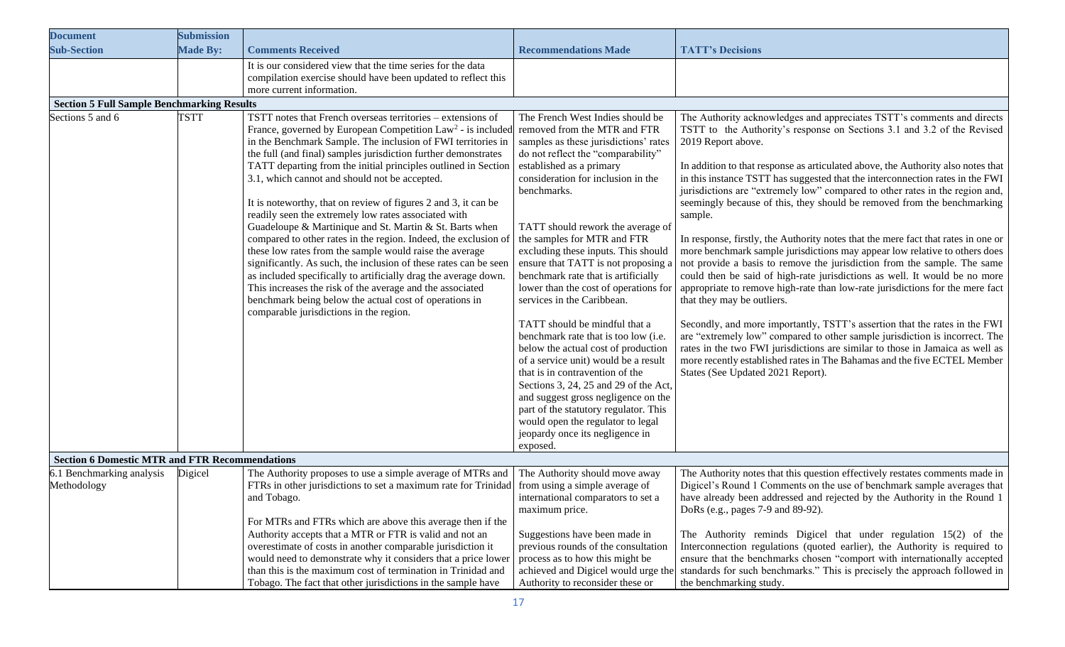| Document Sub-Section | Submission Made By: | Comments Received | Recommendations Made | TATT's Decisions |
|---|---|---|---|---|
| | | It is our considered view that the time series for the data compilation exercise should have been updated to reflect this more current information. | | |
| **Section 5 Full Sample Benchmarking Results** | | | | |
| Sections 5 and 6 | TSTT | TSTT notes that French overseas territories – extensions of France, governed by European Competition Law[2] - is included in the Benchmark Sample. The inclusion of FWI territories in the full (and final) samples jurisdiction further demonstrates TATT departing from the initial principles outlined in Section 3.1, which cannot and should not be accepted.<br><br>It is noteworthy, that on review of figures 2 and 3, it can be readily seen the extremely low rates associated with Guadeloupe & Martinique and St. Martin & St. Barts when compared to other rates in the region. Indeed, the exclusion of these low rates from the sample would raise the average significantly. As such, the inclusion of these rates can be seen as included specifically to artificially drag the average down. This increases the risk of the average and the associated benchmark being below the actual cost of operations in comparable jurisdictions in the region. | The French West Indies should be removed from the MTR and FTR samples as these jurisdictions' rates do not reflect the "comparability" established as a primary consideration for inclusion in the benchmarks.<br><br>TATT should rework the average of the samples for MTR and FTR excluding these inputs. This should ensure that TATT is not proposing a benchmark rate that is artificially lower than the cost of operations for services in the Caribbean.<br><br>TATT should be mindful that a benchmark rate that is too low (i.e. below the actual cost of production of a service unit) would be a result that is in contravention of the Sections 3, 24, 25 and 29 of the Act, and suggest gross negligence on the part of the statutory regulator. This would open the regulator to legal jeopardy once its negligence in exposed. | The Authority acknowledges and appreciates TSTT's comments and directs TSTT to the Authority's response on Sections 3.1 and 3.2 of the Revised 2019 Report above.<br><br>In addition to that response as articulated above, the Authority also notes that in this instance TSTT has suggested that the interconnection rates in the FWI jurisdictions are "extremely low" compared to other rates in the region and, seemingly because of this, they should be removed from the benchmarking sample.<br><br>In response, firstly, the Authority notes that the mere fact that rates in one or more benchmark sample jurisdictions may appear low relative to others does not provide a basis to remove the jurisdiction from the sample. The same could then be said of high-rate jurisdictions as well. It would be no more appropriate to remove high-rate than low-rate jurisdictions for the mere fact that they may be outliers.<br><br>Secondly, and more importantly, TSTT's assertion that the rates in the FWI are "extremely low" compared to other sample jurisdiction is incorrect. The rates in the two FWI jurisdictions are similar to those in Jamaica as well as more recently established rates in The Bahamas and the five ECTEL Member States (See Updated 2021 Report). |
| **Section 6 Domestic MTR and FTR Recommendations** | | | | |
| 6.1 Benchmarking analysis Methodology | Digicel | The Authority proposes to use a simple average of MTRs and FTRs in other jurisdictions to set a maximum rate for Trinidad and Tobago.<br><br>For MTRs and FTRs which are above this average then if the Authority accepts that a MTR or FTR is valid and not an overestimate of costs in another comparable jurisdiction it would need to demonstrate why it considers that a price lower than this is the maximum cost of termination in Trinidad and Tobago. The fact that other jurisdictions in the sample have | The Authority should move away from using a simple average of international comparators to set a maximum price.<br><br>Suggestions have been made in previous rounds of the consultation process as to how this might be achieved and Digicel would urge the Authority to reconsider these or | The Authority notes that this question effectively restates comments made in Digicel's Round 1 Comments on the use of benchmark sample averages that have already been addressed and rejected by the Authority in the Round 1 DoRs (e.g., pages 7-9 and 89-92).<br><br>The Authority reminds Digicel that under regulation 15(2) of the Interconnection regulations (quoted earlier), the Authority is required to ensure that the benchmarks chosen "comport with internationally accepted standards for such benchmarks." This is precisely the approach followed in the benchmarking study. |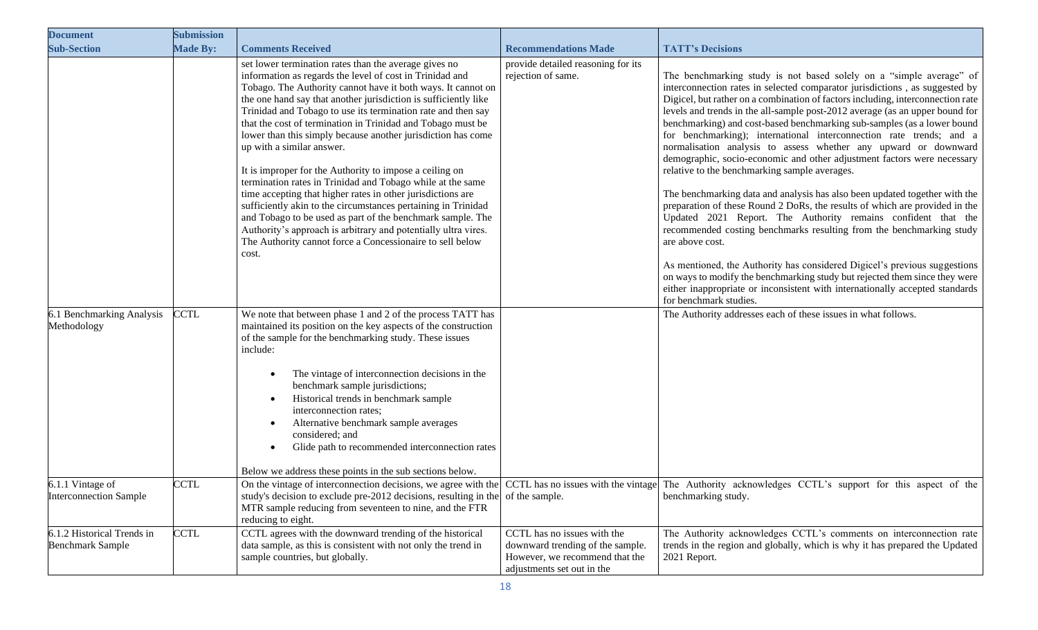| Document Sub-Section | Submission Made By: | Comments Received | Recommendations Made | TATT's Decisions |
|---|---|---|---|---|
| | | set lower termination rates than the average gives no information as regards the level of cost in Trinidad and Tobago. The Authority cannot have it both ways. It cannot on the one hand say that another jurisdiction is sufficiently like Trinidad and Tobago to use its termination rate and then say that the cost of termination in Trinidad and Tobago must be lower than this simply because another jurisdiction has come up with a similar answer.<br><br>It is improper for the Authority to impose a ceiling on termination rates in Trinidad and Tobago while at the same time accepting that higher rates in other jurisdictions are sufficiently akin to the circumstances pertaining in Trinidad and Tobago to be used as part of the benchmark sample. The Authority's approach is arbitrary and potentially ultra vires. The Authority cannot force a Concessionaire to sell below cost. | provide detailed reasoning for its rejection of same. | The benchmarking study is not based solely on a "simple average" of interconnection rates in selected comparator jurisdictions , as suggested by Digicel, but rather on a combination of factors including, interconnection rate levels and trends in the all-sample post-2012 average (as an upper bound for benchmarking) and cost-based benchmarking sub-samples (as a lower bound for benchmarking); international interconnection rate trends; and a normalisation analysis to assess whether any upward or downward demographic, socio-economic and other adjustment factors were necessary relative to the benchmarking sample averages.<br><br>The benchmarking data and analysis has also been updated together with the preparation of these Round 2 DoRs, the results of which are provided in the Updated 2021 Report. The Authority remains confident that the recommended costing benchmarks resulting from the benchmarking study are above cost.<br><br>As mentioned, the Authority has considered Digicel's previous suggestions on ways to modify the benchmarking study but rejected them since they were either inappropriate or inconsistent with internationally accepted standards for benchmark studies. |
| 6.1 Benchmarking Analysis Methodology | CCTL | We note that between phase 1 and 2 of the process TATT has maintained its position on the key aspects of the construction of the sample for the benchmarking study. These issues include:<br><br>• The vintage of interconnection decisions in the benchmark sample jurisdictions;<br>• Historical trends in benchmark sample interconnection rates;<br>• Alternative benchmark sample averages considered; and<br>• Glide path to recommended interconnection rates<br><br>Below we address these points in the sub sections below. | | The Authority addresses each of these issues in what follows. |
| 6.1.1 Vintage of Interconnection Sample | CCTL | On the vintage of interconnection decisions, we agree with the study's decision to exclude pre-2012 decisions, resulting in the MTR sample reducing from seventeen to nine, and the FTR reducing to eight. | CCTL has no issues with the vintage of the sample. | The Authority acknowledges CCTL's support for this aspect of the benchmarking study. |
| 6.1.2 Historical Trends in Benchmark Sample | CCTL | CCTL agrees with the downward trending of the historical data sample, as this is consistent with not only the trend in sample countries, but globally. | CCTL has no issues with the downward trending of the sample. However, we recommend that the adjustments set out in the | The Authority acknowledges CCTL's comments on interconnection rate trends in the region and globally, which is why it has prepared the Updated 2021 Report. |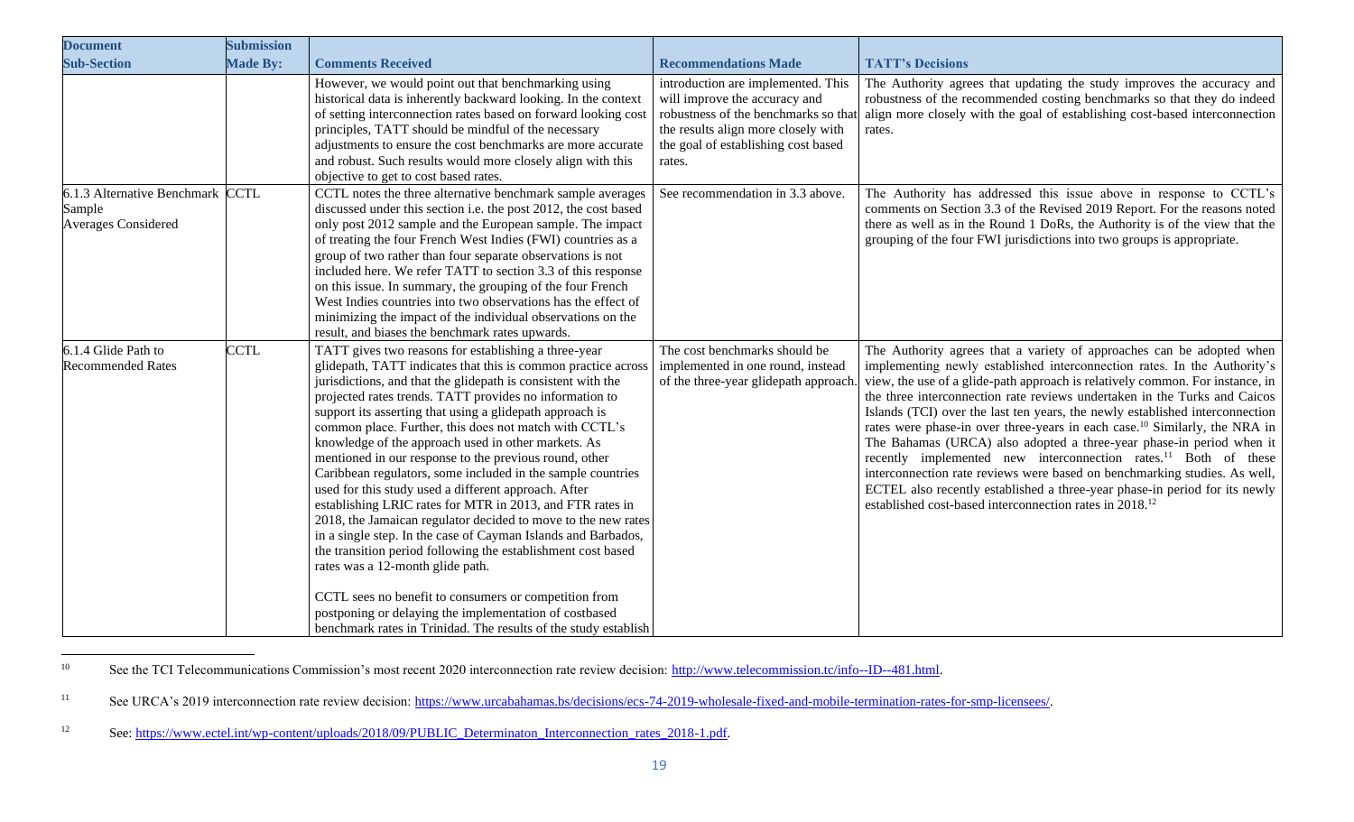| Document Sub-Section | Submission Made By: | Comments Received | Recommendations Made | TATT's Decisions |
|---|---|---|---|---|
| | | However, we would point out that benchmarking using historical data is inherently backward looking. In the context of setting interconnection rates based on forward looking cost principles, TATT should be mindful of the necessary adjustments to ensure the cost benchmarks are more accurate and robust. Such results would more closely align with this objective to get to cost based rates. | introduction are implemented. This will improve the accuracy and robustness of the benchmarks so that the results align more closely with the goal of establishing cost based rates. | The Authority agrees that updating the study improves the accuracy and robustness of the recommended costing benchmarks so that they do indeed align more closely with the goal of establishing cost-based interconnection rates. |
| 6.1.3 Alternative Benchmark Sample Averages Considered | CCTL | CCTL notes the three alternative benchmark sample averages discussed under this section i.e. the post 2012, the cost based only post 2012 sample and the European sample. The impact of treating the four French West Indies (FWI) countries as a group of two rather than four separate observations is not included here. We refer TATT to section 3.3 of this response on this issue. In summary, the grouping of the four French West Indies countries into two observations has the effect of minimizing the impact of the individual observations on the result, and biases the benchmark rates upwards. | See recommendation in 3.3 above. | The Authority has addressed this issue above in response to CCTL's comments on Section 3.3 of the Revised 2019 Report. For the reasons noted there as well as in the Round 1 DoRs, the Authority is of the view that the grouping of the four FWI jurisdictions into two groups is appropriate. |
| 6.1.4 Glide Path to Recommended Rates | CCTL | TATT gives two reasons for establishing a three-year glidepath, TATT indicates that this is common practice across jurisdictions, and that the glidepath is consistent with the projected rates trends. TATT provides no information to support its asserting that using a glidepath approach is common place. Further, this does not match with CCTL's knowledge of the approach used in other markets. As mentioned in our response to the previous round, other Caribbean regulators, some included in the sample countries used for this study used a different approach. After establishing LRIC rates for MTR in 2013, and FTR rates in 2018, the Jamaican regulator decided to move to the new rates in a single step. In the case of Cayman Islands and Barbados, the transition period following the establishment cost based rates was a 12-month glide path.<br><br>CCTL sees no benefit to consumers or competition from postponing or delaying the implementation of costbased benchmark rates in Trinidad. The results of the study establish | The cost benchmarks should be implemented in one round, instead of the three-year glidepath approach. | The Authority agrees that a variety of approaches can be adopted when implementing newly established interconnection rates. In the Authority's view, the use of a glide-path approach is relatively common. For instance, in the three interconnection rate reviews undertaken in the Turks and Caicos Islands (TCI) over the last ten years, the newly established interconnection rates were phase-in over three-years in each case.[10] Similarly, the NRA in The Bahamas (URCA) also adopted a three-year phase-in period when it recently implemented new interconnection rates.[11] Both of these interconnection rate reviews were based on benchmarking studies. As well, ECTEL also recently established a three-year phase-in period for its newly established cost-based interconnection rates in 2018.[12] |

[10] See the TCI Telecommunications Commission's most recent 2020 interconnection rate review decision: http://www.telecommission.tc/info--ID--481.html.

[11] See URCA's 2019 interconnection rate review decision: https://www.urcabahamas.bs/decisions/ecs-74-2019-wholesale-fixed-and-mobile-termination-rates-for-smp-licensees/.

[12] See: https://www.ectel.int/wp-content/uploads/2018/09/PUBLIC_Determinaton_Interconnection_rates_2018-1.pdf.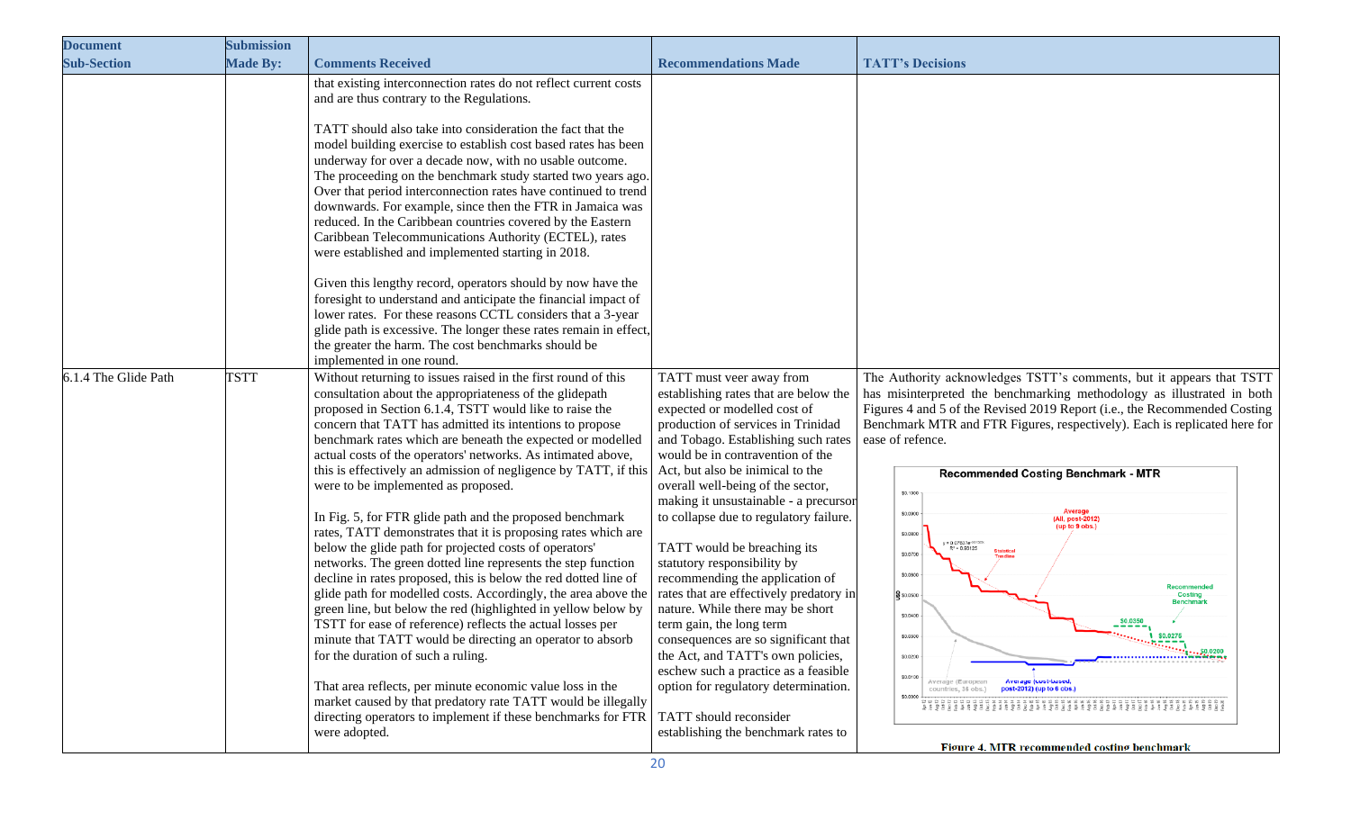| Document Sub-Section | Submission Made By: | Comments Received | Recommendations Made | TATT's Decisions |
|---|---|---|---|---|
| | | that existing interconnection rates do not reflect current costs and are thus contrary to the Regulations.<br><br>TATT should also take into consideration the fact that the model building exercise to establish cost based rates has been underway for over a decade now, with no usable outcome. The proceeding on the benchmark study started two years ago. Over that period interconnection rates have continued to trend downwards. For example, since then the FTR in Jamaica was reduced. In the Caribbean countries covered by the Eastern Caribbean Telecommunications Authority (ECTEL), rates were established and implemented starting in 2018.<br><br>Given this lengthy record, operators should by now have the foresight to understand and anticipate the financial impact of lower rates. For these reasons CCTL considers that a 3-year glide path is excessive. The longer these rates remain in effect, the greater the harm. The cost benchmarks should be implemented in one round. | | |
| 6.1.4 The Glide Path | TSTT | Without returning to issues raised in the first round of this consultation about the appropriateness of the glidepath proposed in Section 6.1.4, TSTT would like to raise the concern that TATT has admitted its intentions to propose benchmark rates which are beneath the expected or modelled actual costs of the operators' networks. As intimated above, this is effectively an admission of negligence by TATT, if this were to be implemented as proposed.<br><br>In Fig. 5, for FTR glide path and the proposed benchmark rates, TATT demonstrates that it is proposing rates which are below the glide path for projected costs of operators' networks. The green dotted line represents the step function decline in rates proposed, this is below the red dotted line of glide path for modelled costs. Accordingly, the area above the green line, but below the red (highlighted in yellow below by TSTT for ease of reference) reflects the actual losses per minute that TATT would be directing an operator to absorb for the duration of such a ruling.<br><br>That area reflects, per minute economic value loss in the market caused by that predatory rate TATT would be illegally directing operators to implement if these benchmarks for FTR were adopted. | TATT must veer away from establishing rates that are below the expected or modelled cost of production of services in Trinidad and Tobago. Establishing such rates would be in contravention of the Act, but also be inimical to the overall well-being of the sector, making it unsustainable - a precursor to collapse due to regulatory failure.<br><br>TATT would be breaching its statutory responsibility by recommending the application of rates that are effectively predatory in nature. While there may be short term gain, the long term consequences are so significant that the Act, and TATT's own policies, eschew such a practice as a feasible option for regulatory determination.<br><br>TATT should reconsider establishing the benchmark rates to | The Authority acknowledges TSTT's comments, but it appears that TSTT has misinterpreted the benchmarking methodology as illustrated in both Figures 4 and 5 of the Revised 2019 Report (i.e., the Recommended Costing Benchmark MTR and FTR Figures, respectively). Each is replicated here for ease of refence.<br><br>Figure 4. MTR recommended costing benchmark |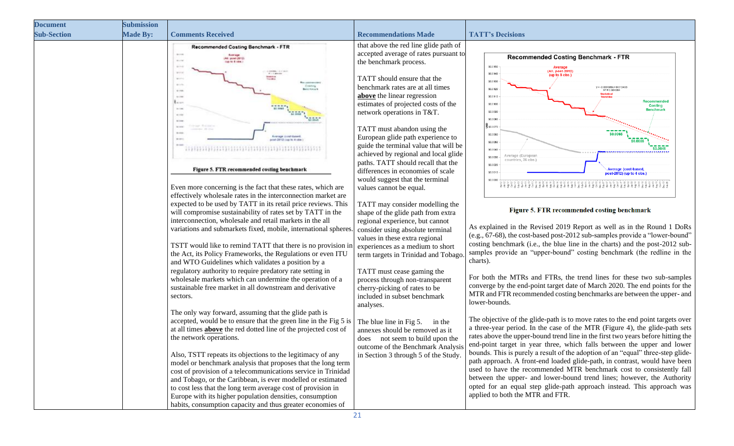| Document Sub-Section | Submission Made By: | Comments Received | Recommendations Made | TATT's Decisions |
|---|---|---|---|---|
| | | **Figure 5. FTR recommended costing benchmark**<br><br>Even more concerning is the fact that these rates, which are effectively wholesale rates in the interconnection market are expected to be used by TATT in its retail price reviews. This will compromise sustainability of rates set by TATT in the interconnection, wholesale and retail markets in the all variations and submarkets fixed, mobile, international spheres.<br><br>TSTT would like to remind TATT that there is no provision in the Act, its Policy Frameworks, the Regulations or even ITU and WTO Guidelines which validates a position by a regulatory authority to require predatory rate setting in wholesale markets which can undermine the operation of a sustainable free market in all downstream and derivative sectors.<br><br>The only way forward, assuming that the glide path is accepted, would be to ensure that the green line in the Fig 5 is at all times **above** the red dotted line of the projected cost of the network operations.<br><br>Also, TSTT repeats its objections to the legitimacy of any model or benchmark analysis that proposes that the long term cost of provision of a telecommunications service in Trinidad and Tobago, or the Caribbean, is ever modelled or estimated to cost less that the long term average cost of provision in Europe with its higher population densities, consumption habits, consumption capacity and thus greater economies of | that above the red line glide path of accepted average of rates pursuant to the benchmark process.<br><br>TATT should ensure that the benchmark rates are at all times **above** the linear regression estimates of projected costs of the network operations in T&T.<br><br>TATT must abandon using the European glide path experience to guide the terminal value that will be achieved by regional and local glide paths. TATT should recall that the differences in economies of scale would suggest that the terminal values cannot be equal.<br><br>TATT may consider modelling the shape of the glide path from extra regional experience, but cannot consider using absolute terminal values in these extra regional experiences as a medium to short term targets in Trinidad and Tobago.<br><br>TATT must cease gaming the process through non-transparent cherry-picking of rates to be included in subset benchmark analyses.<br><br>The blue line in Fig 5. in the annexes should be removed as it does not seem to build upon the outcome of the Benchmark Analysis in Section 3 through 5 of the Study. | **Figure 5. FTR recommended costing benchmark**<br><br>As explained in the Revised 2019 Report as well as in the Round 1 DoRs (e.g., 67-68), the cost-based post-2012 sub-samples provide a "lower-bound" costing benchmark (i.e., the blue line in the charts) and the post-2012 sub-samples provide an "upper-bound" costing benchmark (the redline in the charts).<br><br>For both the MTRs and FTRs, the trend lines for these two sub-samples converge by the end-point target date of March 2020. The end points for the MTR and FTR recommended costing benchmarks are between the upper- and lower-bounds.<br><br>The objective of the glide-path is to move rates to the end point targets over a three-year period. In the case of the MTR (Figure 4), the glide-path sets rates above the upper-bound trend line in the first two years before hitting the end-point target in year three, which falls between the upper and lower bounds. This is purely a result of the adoption of an "equal" three-step glide-path approach. A front-end loaded glide-path, in contrast, would have been used to have the recommended MTR benchmark cost to consistently fall between the upper- and lower-bound trend lines; however, the Authority opted for an equal step glide-path approach instead. This approach was applied to both the MTR and FTR. |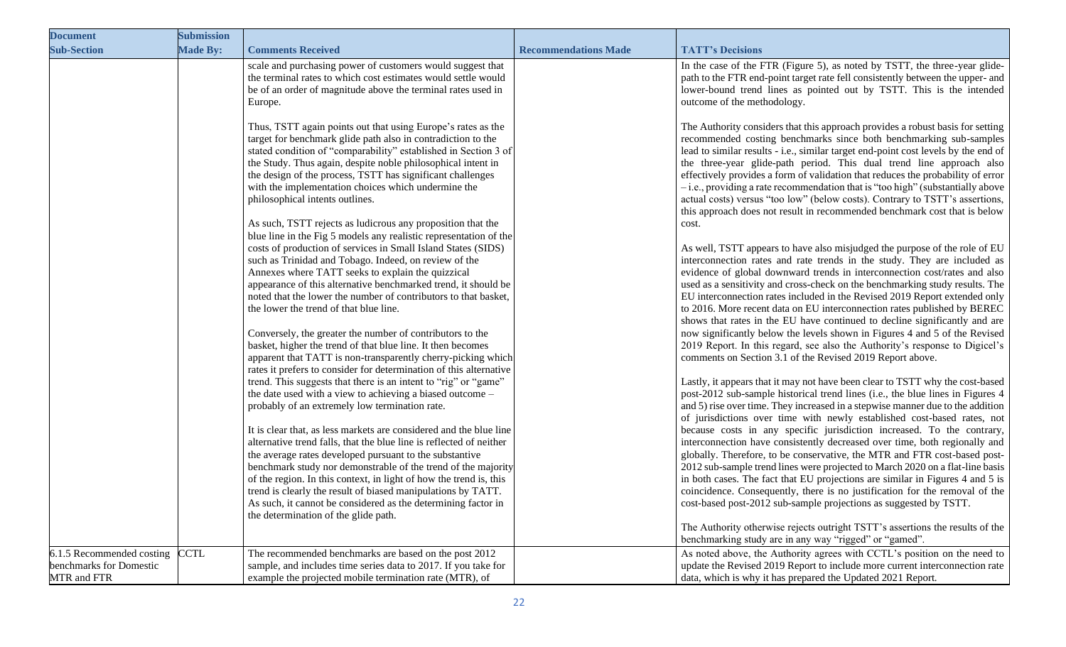| Document Sub-Section | Submission Made By: | Comments Received | Recommendations Made | TATT's Decisions |
| --- | --- | --- | --- | --- |
| | | scale and purchasing power of customers would suggest that the terminal rates to which cost estimates would settle would be of an order of magnitude above the terminal rates used in Europe.<br><br>Thus, TSTT again points out that using Europe's rates as the target for benchmark glide path also in contradiction to the stated condition of "comparability" established in Section 3 of the Study. Thus again, despite noble philosophical intent in the design of the process, TSTT has significant challenges with the implementation choices which undermine the philosophical intents outlines.<br><br>As such, TSTT rejects as ludicrous any proposition that the blue line in the Fig 5 models any realistic representation of the costs of production of services in Small Island States (SIDS) such as Trinidad and Tobago. Indeed, on review of the Annexes where TATT seeks to explain the quizzical appearance of this alternative benchmarked trend, it should be noted that the lower the number of contributors to that basket, the lower the trend of that blue line.<br><br>Conversely, the greater the number of contributors to the basket, higher the trend of that blue line. It then becomes apparent that TATT is non-transparently cherry-picking which rates it prefers to consider for determination of this alternative trend. This suggests that there is an intent to "rig" or "game" the date used with a view to achieving a biased outcome – probably of an extremely low termination rate.<br><br>It is clear that, as less markets are considered and the blue line alternative trend falls, that the blue line is reflected of neither the average rates developed pursuant to the substantive benchmark study nor demonstrable of the trend of the majority of the region. In this context, in light of how the trend is, this trend is clearly the result of biased manipulations by TATT. As such, it cannot be considered as the determining factor in the determination of the glide path. | | In the case of the FTR (Figure 5), as noted by TSTT, the three-year glide-path to the FTR end-point target rate fell consistently between the upper- and lower-bound trend lines as pointed out by TSTT. This is the intended outcome of the methodology.<br><br>The Authority considers that this approach provides a robust basis for setting recommended costing benchmarks since both benchmarking sub-samples lead to similar results - i.e., similar target end-point cost levels by the end of the three-year glide-path period. This dual trend line approach also effectively provides a form of validation that reduces the probability of error – i.e., providing a rate recommendation that is "too high" (substantially above actual costs) versus "too low" (below costs). Contrary to TSTT's assertions, this approach does not result in recommended benchmark cost that is below cost.<br><br>As well, TSTT appears to have also misjudged the purpose of the role of EU interconnection rates and rate trends in the study. They are included as evidence of global downward trends in interconnection cost/rates and also used as a sensitivity and cross-check on the benchmarking study results. The EU interconnection rates included in the Revised 2019 Report extended only to 2016. More recent data on EU interconnection rates published by BEREC shows that rates in the EU have continued to decline significantly and are now significantly below the levels shown in Figures 4 and 5 of the Revised 2019 Report. In this regard, see also the Authority's response to Digicel's comments on Section 3.1 of the Revised 2019 Report above.<br><br>Lastly, it appears that it may not have been clear to TSTT why the cost-based post-2012 sub-sample historical trend lines (i.e., the blue lines in Figures 4 and 5) rise over time. They increased in a stepwise manner due to the addition of jurisdictions over time with newly established cost-based rates, not because costs in any specific jurisdiction increased. To the contrary, interconnection have consistently decreased over time, both regionally and globally. Therefore, to be conservative, the MTR and FTR cost-based post-2012 sub-sample trend lines were projected to March 2020 on a flat-line basis in both cases. The fact that EU projections are similar in Figures 4 and 5 is coincidence. Consequently, there is no justification for the removal of the cost-based post-2012 sub-sample projections as suggested by TSTT.<br><br>The Authority otherwise rejects outright TSTT's assertions the results of the benchmarking study are in any way "rigged" or "gamed". |
| 6.1.5 Recommended costing benchmarks for Domestic MTR and FTR | CCTL | The recommended benchmarks are based on the post 2012 sample, and includes time series data to 2017. If you take for example the projected mobile termination rate (MTR), of | | As noted above, the Authority agrees with CCTL's position on the need to update the Revised 2019 Report to include more current interconnection rate data, which is why it has prepared the Updated 2021 Report. |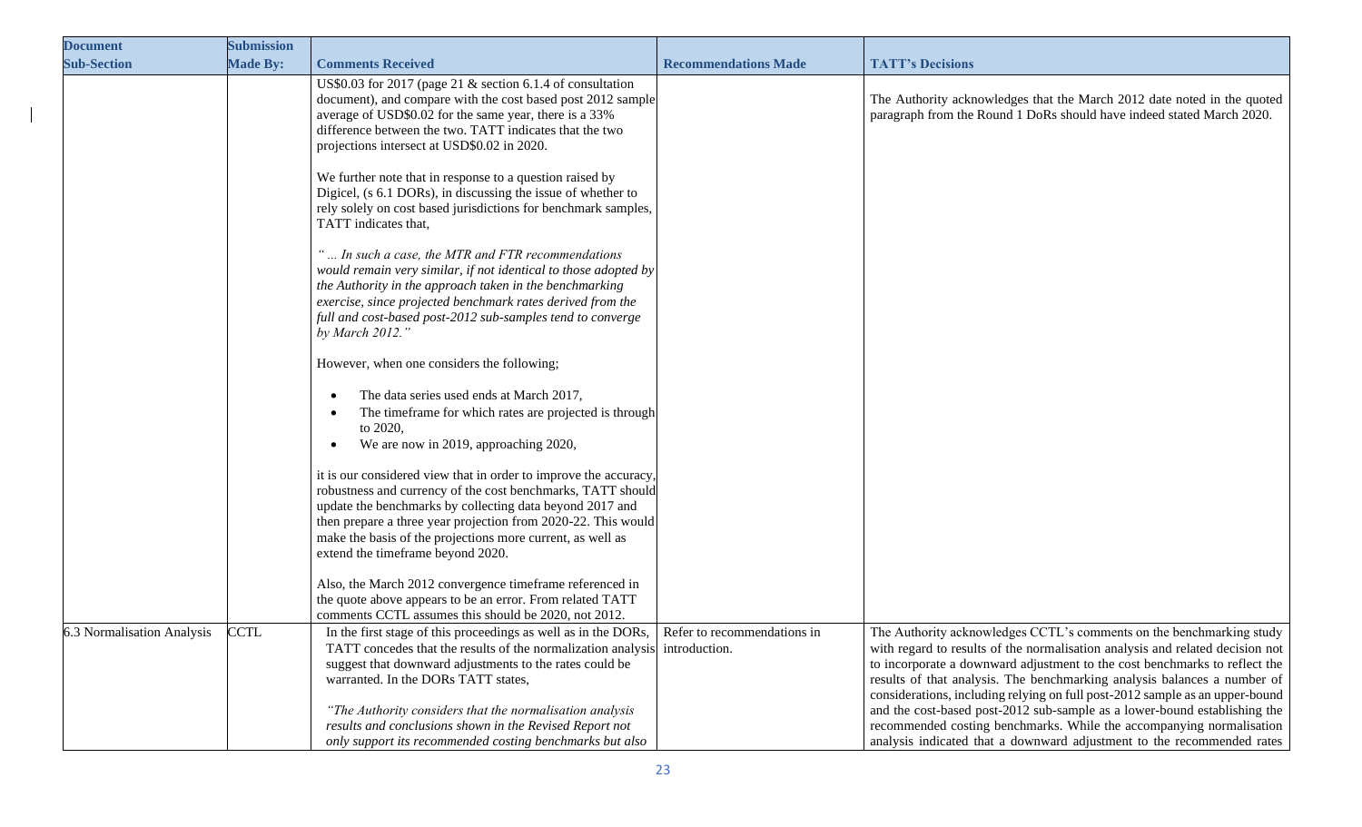| Document Sub-Section | Submission Made By: | Comments Received | Recommendations Made | TATT's Decisions |
|---|---|---|---|---|
| | | US$0.03 for 2017 (page 21 & section 6.1.4 of consultation document), and compare with the cost based post 2012 sample average of USD$0.02 for the same year, there is a 33% difference between the two. TATT indicates that the two projections intersect at USD$0.02 in 2020.<br><br>We further note that in response to a question raised by Digicel, (s 6.1 DORs), in discussing the issue of whether to rely solely on cost based jurisdictions for benchmark samples, TATT indicates that,<br><br>*" ... In such a case, the MTR and FTR recommendations would remain very similar, if not identical to those adopted by the Authority in the approach taken in the benchmarking exercise, since projected benchmark rates derived from the full and cost-based post-2012 sub-samples tend to converge by March 2012."*<br><br>However, when one considers the following;<br><br>• The data series used ends at March 2017,<br>• The timeframe for which rates are projected is through to 2020,<br>• We are now in 2019, approaching 2020,<br><br>it is our considered view that in order to improve the accuracy, robustness and currency of the cost benchmarks, TATT should update the benchmarks by collecting data beyond 2017 and then prepare a three year projection from 2020-22. This would make the basis of the projections more current, as well as extend the timeframe beyond 2020.<br><br>Also, the March 2012 convergence timeframe referenced in the quote above appears to be an error. From related TATT comments CCTL assumes this should be 2020, not 2012. | | The Authority acknowledges that the March 2012 date noted in the quoted paragraph from the Round 1 DoRs should have indeed stated March 2020. |
| 6.3 Normalisation Analysis | CCTL | In the first stage of this proceedings as well as in the DORs, TATT concedes that the results of the normalization analysis suggest that downward adjustments to the rates could be warranted. In the DORs TATT states,<br><br>*"The Authority considers that the normalisation analysis results and conclusions shown in the Revised Report not only support its recommended costing benchmarks but also* | Refer to recommendations in introduction. | The Authority acknowledges CCTL's comments on the benchmarking study with regard to results of the normalisation analysis and related decision not to incorporate a downward adjustment to the cost benchmarks to reflect the results of that analysis. The benchmarking analysis balances a number of considerations, including relying on full post-2012 sample as an upper-bound and the cost-based post-2012 sub-sample as a lower-bound establishing the recommended costing benchmarks. While the accompanying normalisation analysis indicated that a downward adjustment to the recommended rates |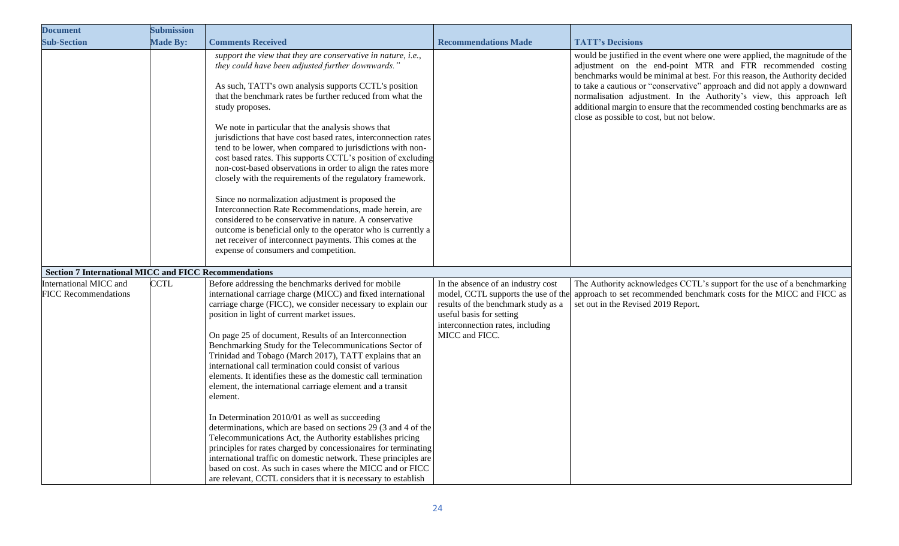| Document Sub-Section | Submission Made By: | Comments Received | Recommendations Made | TATT's Decisions |
|---|---|---|---|---|
| | | *support the view that they are conservative in nature, i.e., they could have been adjusted further downwards."*<br><br>As such, TATT's own analysis supports CCTL's position that the benchmark rates be further reduced from what the study proposes.<br><br>We note in particular that the analysis shows that jurisdictions that have cost based rates, interconnection rates tend to be lower, when compared to jurisdictions with non-cost based rates. This supports CCTL's position of excluding non-cost-based observations in order to align the rates more closely with the requirements of the regulatory framework.<br><br>Since no normalization adjustment is proposed the Interconnection Rate Recommendations, made herein, are considered to be conservative in nature. A conservative outcome is beneficial only to the operator who is currently a net receiver of interconnect payments. This comes at the expense of consumers and competition. | | would be justified in the event where one were applied, the magnitude of the adjustment on the end-point MTR and FTR recommended costing benchmarks would be minimal at best. For this reason, the Authority decided to take a cautious or "conservative" approach and did not apply a downward normalisation adjustment. In the Authority's view, this approach left additional margin to ensure that the recommended costing benchmarks are as close as possible to cost, but not below. |
| **Section 7 International MICC and FICC Recommendations** | | | | |
| International MICC and FICC Recommendations | CCTL | Before addressing the benchmarks derived for mobile international carriage charge (MICC) and fixed international carriage charge (FICC), we consider necessary to explain our position in light of current market issues.<br><br>On page 25 of document, Results of an Interconnection Benchmarking Study for the Telecommunications Sector of Trinidad and Tobago (March 2017), TATT explains that an international call termination could consist of various elements. It identifies these as the domestic call termination element, the international carriage element and a transit element.<br><br>In Determination 2010/01 as well as succeeding determinations, which are based on sections 29 (3 and 4 of the Telecommunications Act, the Authority establishes pricing principles for rates charged by concessionaires for terminating international traffic on domestic network. These principles are based on cost. As such in cases where the MICC and or FICC are relevant, CCTL considers that it is necessary to establish | In the absence of an industry cost model, CCTL supports the use of the results of the benchmark study as a useful basis for setting interconnection rates, including MICC and FICC. | The Authority acknowledges CCTL's support for the use of a benchmarking approach to set recommended benchmark costs for the MICC and FICC as set out in the Revised 2019 Report. |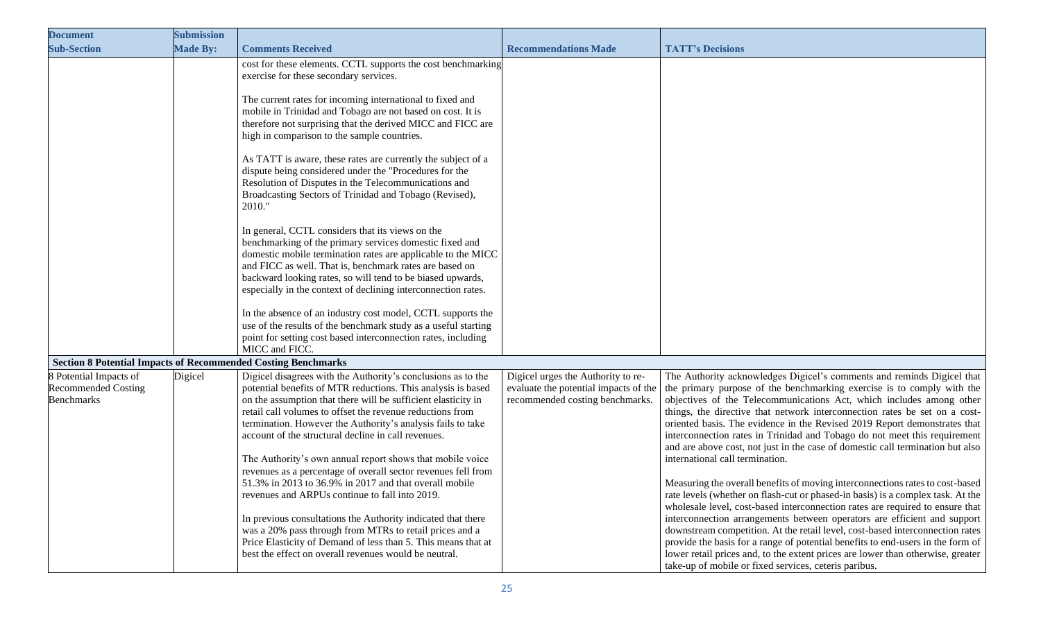| Document Sub-Section | Submission Made By: | Comments Received | Recommendations Made | TATT's Decisions |
| --- | --- | --- | --- | --- |
| | | cost for these elements. CCTL supports the cost benchmarking exercise for these secondary services.<br><br>The current rates for incoming international to fixed and mobile in Trinidad and Tobago are not based on cost. It is therefore not surprising that the derived MICC and FICC are high in comparison to the sample countries.<br><br>As TATT is aware, these rates are currently the subject of a dispute being considered under the "Procedures for the Resolution of Disputes in the Telecommunications and Broadcasting Sectors of Trinidad and Tobago (Revised), 2010."<br><br>In general, CCTL considers that its views on the benchmarking of the primary services domestic fixed and domestic mobile termination rates are applicable to the MICC and FICC as well. That is, benchmark rates are based on backward looking rates, so will tend to be biased upwards, especially in the context of declining interconnection rates.<br><br>In the absence of an industry cost model, CCTL supports the use of the results of the benchmark study as a useful starting point for setting cost based interconnection rates, including MICC and FICC. | | |
| **Section 8 Potential Impacts of Recommended Costing Benchmarks** | | | | |
| 8 Potential Impacts of Recommended Costing Benchmarks | Digicel | Digicel disagrees with the Authority's conclusions as to the potential benefits of MTR reductions. This analysis is based on the assumption that there will be sufficient elasticity in retail call volumes to offset the revenue reductions from termination. However the Authority's analysis fails to take account of the structural decline in call revenues.<br><br>The Authority's own annual report shows that mobile voice revenues as a percentage of overall sector revenues fell from 51.3% in 2013 to 36.9% in 2017 and that overall mobile revenues and ARPUs continue to fall into 2019.<br><br>In previous consultations the Authority indicated that there was a 20% pass through from MTRs to retail prices and a Price Elasticity of Demand of less than 5. This means that at best the effect on overall revenues would be neutral. | Digicel urges the Authority to re-evaluate the potential impacts of the recommended costing benchmarks. | The Authority acknowledges Digicel's comments and reminds Digicel that the primary purpose of the benchmarking exercise is to comply with the objectives of the Telecommunications Act, which includes among other things, the directive that network interconnection rates be set on a cost-oriented basis. The evidence in the Revised 2019 Report demonstrates that interconnection rates in Trinidad and Tobago do not meet this requirement and are above cost, not just in the case of domestic call termination but also international call termination.<br><br>Measuring the overall benefits of moving interconnections rates to cost-based rate levels (whether on flash-cut or phased-in basis) is a complex task. At the wholesale level, cost-based interconnection rates are required to ensure that interconnection arrangements between operators are efficient and support downstream competition. At the retail level, cost-based interconnection rates provide the basis for a range of potential benefits to end-users in the form of lower retail prices and, to the extent prices are lower than otherwise, greater take-up of mobile or fixed services, ceteris paribus. |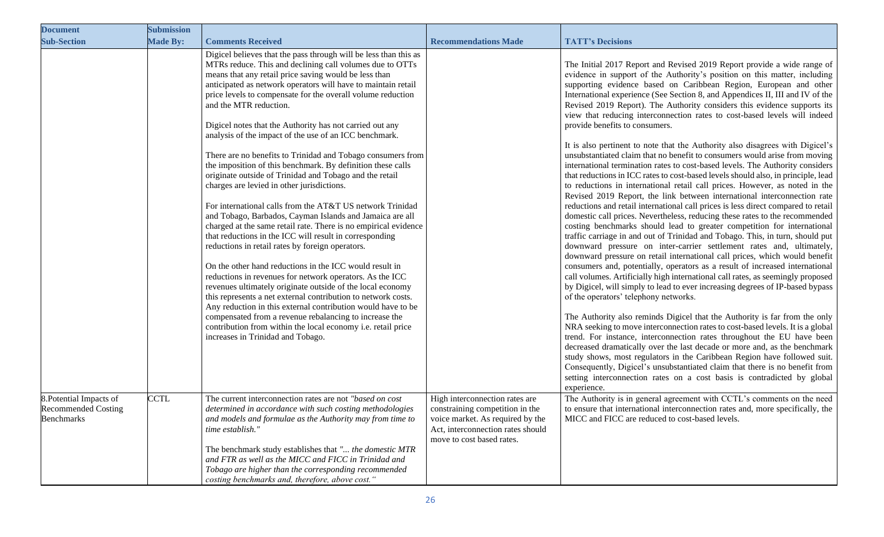| Document Sub-Section | Submission Made By: | Comments Received | Recommendations Made | TATT's Decisions |
|---|---|---|---|---|
| | | Digicel believes that the pass through will be less than this as MTRs reduce. This and declining call volumes due to OTTs means that any retail price saving would be less than anticipated as network operators will have to maintain retail price levels to compensate for the overall volume reduction and the MTR reduction.<br><br>Digicel notes that the Authority has not carried out any analysis of the impact of the use of an ICC benchmark.<br><br>There are no benefits to Trinidad and Tobago consumers from the imposition of this benchmark. By definition these calls originate outside of Trinidad and Tobago and the retail charges are levied in other jurisdictions.<br><br>For international calls from the AT&T US network Trinidad and Tobago, Barbados, Cayman Islands and Jamaica are all charged at the same retail rate. There is no empirical evidence that reductions in the ICC will result in corresponding reductions in retail rates by foreign operators.<br><br>On the other hand reductions in the ICC would result in reductions in revenues for network operators. As the ICC revenues ultimately originate outside of the local economy this represents a net external contribution to network costs. Any reduction in this external contribution would have to be compensated from a revenue rebalancing to increase the contribution from within the local economy i.e. retail price increases in Trinidad and Tobago. | | The Initial 2017 Report and Revised 2019 Report provide a wide range of evidence in support of the Authority's position on this matter, including supporting evidence based on Caribbean Region, European and other International experience (See Section 8, and Appendices II, III and IV of the Revised 2019 Report). The Authority considers this evidence supports its view that reducing interconnection rates to cost-based levels will indeed provide benefits to consumers.<br><br>It is also pertinent to note that the Authority also disagrees with Digicel's unsubstantiated claim that no benefit to consumers would arise from moving international termination rates to cost-based levels. The Authority considers that reductions in ICC rates to cost-based levels should also, in principle, lead to reductions in international retail call prices. However, as noted in the Revised 2019 Report, the link between international interconnection rate reductions and retail international call prices is less direct compared to retail domestic call prices. Nevertheless, reducing these rates to the recommended costing benchmarks should lead to greater competition for international traffic carriage in and out of Trinidad and Tobago. This, in turn, should put downward pressure on inter-carrier settlement rates and, ultimately, downward pressure on retail international call prices, which would benefit consumers and, potentially, operators as a result of increased international call volumes. Artificially high international call rates, as seemingly proposed by Digicel, will simply to lead to ever increasing degrees of IP-based bypass of the operators' telephony networks.<br><br>The Authority also reminds Digicel that the Authority is far from the only NRA seeking to move interconnection rates to cost-based levels. It is a global trend. For instance, interconnection rates throughout the EU have been decreased dramatically over the last decade or more and, as the benchmark study shows, most regulators in the Caribbean Region have followed suit. Consequently, Digicel's unsubstantiated claim that there is no benefit from setting interconnection rates on a cost basis is contradicted by global experience. |
| 8.Potential Impacts of Recommended Costing Benchmarks | CCTL | The current interconnection rates are not *"based on cost determined in accordance with such costing methodologies and models and formulae as the Authority may from time to time establish."*<br><br>The benchmark study establishes that *"... the domestic MTR and FTR as well as the MICC and FICC in Trinidad and Tobago are higher than the corresponding recommended costing benchmarks and, therefore, above cost."* | High interconnection rates are constraining competition in the voice market. As required by the Act, interconnection rates should move to cost based rates. | The Authority is in general agreement with CCTL's comments on the need to ensure that international interconnection rates and, more specifically, the MICC and FICC are reduced to cost-based levels. |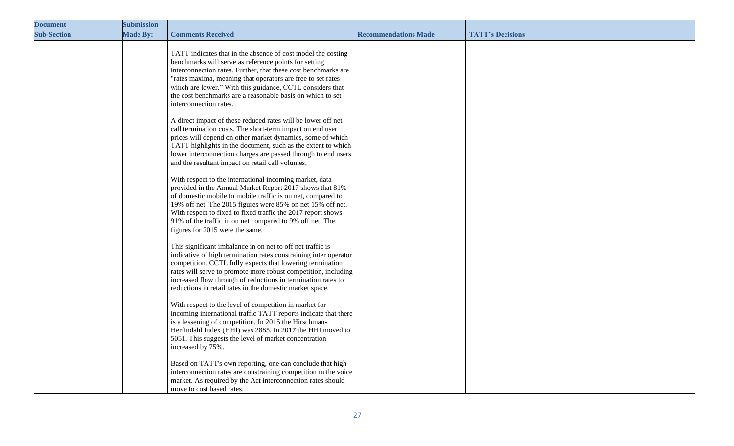| Document Sub-Section | Submission Made By: | Comments Received | Recommendations Made | TATT's Decisions |
|---|---|---|---|---|
| | | TATT indicates that in the absence of cost model the costing benchmarks will serve as reference points for setting interconnection rates. Further, that these cost benchmarks are "rates maxima, meaning that operators are free to set rates which are lower." With this guidance, CCTL considers that the cost benchmarks are a reasonable basis on which to set interconnection rates.<br><br>A direct impact of these reduced rates will be lower off net call termination costs. The short-term impact on end user prices will depend on other market dynamics, some of which TATT highlights in the document, such as the extent to which lower interconnection charges are passed through to end users and the resultant impact on retail call volumes.<br><br>With respect to the international incoming market, data provided in the Annual Market Report 2017 shows that 81% of domestic mobile to mobile traffic is on net, compared to 19% off net. The 2015 figures were 85% on net 15% off net. With respect to fixed to fixed traffic the 2017 report shows 91% of the traffic in on net compared to 9% off net. The figures for 2015 were the same.<br><br>This significant imbalance in on net to off net traffic is indicative of high termination rates constraining inter operator competition. CCTL fully expects that lowering termination rates will serve to promote more robust competition, including increased flow through of reductions in termination rates to reductions in retail rates in the domestic market space.<br><br>With respect to the level of competition in market for incoming international traffic TATT reports indicate that there is a lessening of competition. In 2015 the Hirschman-Herfindahl Index (HHI) was 2885. In 2017 the HHI moved to 5051. This suggests the level of market concentration increased by 75%.<br><br>Based on TATT's own reporting, one can conclude that high interconnection rates are constraining competition m the voice market. As required by the Act interconnection rates should move to cost based rates. | | |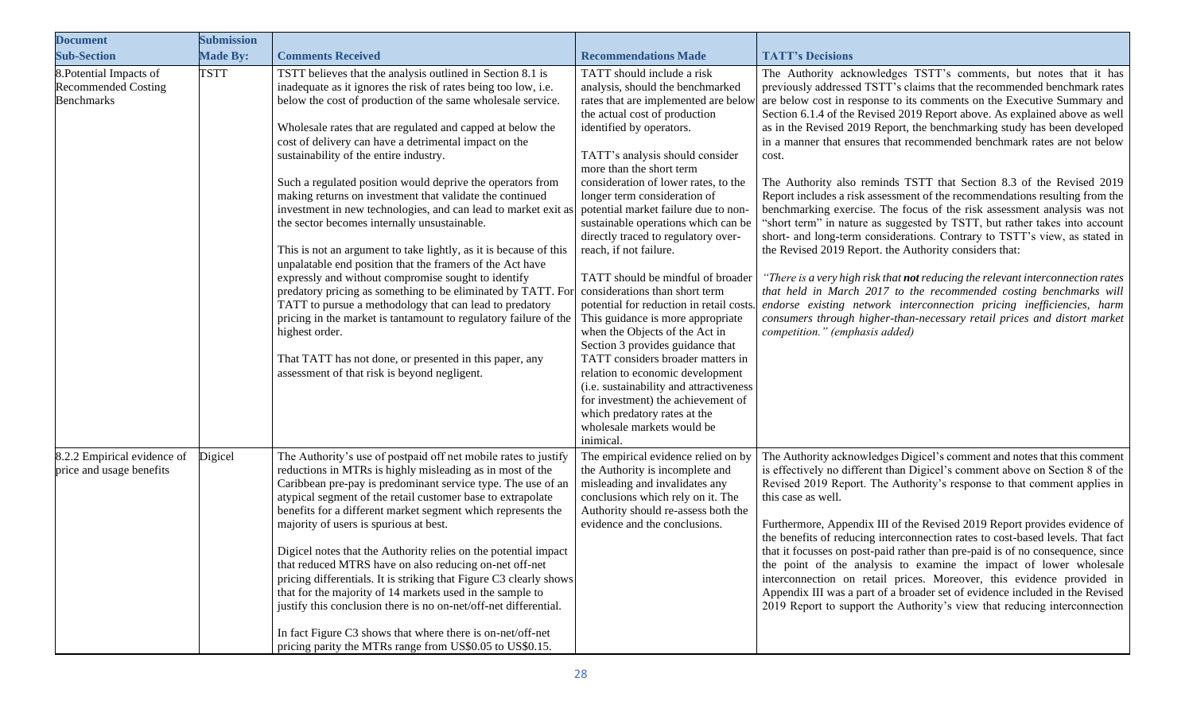| Document Sub-Section | Submission Made By: | Comments Received | Recommendations Made | TATT's Decisions |
|---|---|---|---|---|
| 8.Potential Impacts of Recommended Costing Benchmarks | TSTT | TSTT believes that the analysis outlined in Section 8.1 is inadequate as it ignores the risk of rates being too low, i.e. below the cost of production of the same wholesale service.<br><br>Wholesale rates that are regulated and capped at below the cost of delivery can have a detrimental impact on the sustainability of the entire industry.<br><br>Such a regulated position would deprive the operators from making returns on investment that validate the continued investment in new technologies, and can lead to market exit as the sector becomes internally unsustainable.<br><br>This is not an argument to take lightly, as it is because of this unpalatable end position that the framers of the Act have expressly and without compromise sought to identify predatory pricing as something to be eliminated by TATT. For TATT to pursue a methodology that can lead to predatory pricing in the market is tantamount to regulatory failure of the highest order.<br><br>That TATT has not done, or presented in this paper, any assessment of that risk is beyond negligent. | TATT should include a risk analysis, should the benchmarked rates that are implemented are below the actual cost of production identified by operators.<br><br>TATT's analysis should consider more than the short term consideration of lower rates, to the longer term consideration of potential market failure due to non-sustainable operations which can be directly traced to regulatory over-reach, if not failure.<br><br>TATT should be mindful of broader considerations than short term potential for reduction in retail costs. This guidance is more appropriate when the Objects of the Act in Section 3 provides guidance that TATT considers broader matters in relation to economic development (i.e. sustainability and attractiveness for investment) the achievement of which predatory rates at the wholesale markets would be inimical. | The Authority acknowledges TSTT's comments, but notes that it has previously addressed TSTT's claims that the recommended benchmark rates are below cost in response to its comments on the Executive Summary and Section 6.1.4 of the Revised 2019 Report above. As explained above as well as in the Revised 2019 Report, the benchmarking study has been developed in a manner that ensures that recommended benchmark rates are not below cost.<br><br>The Authority also reminds TSTT that Section 8.3 of the Revised 2019 Report includes a risk assessment of the recommendations resulting from the benchmarking exercise. The focus of the risk assessment analysis was not "short term" in nature as suggested by TSTT, but rather takes into account short- and long-term considerations. Contrary to TSTT's view, as stated in the Revised 2019 Report. the Authority considers that:<br><br>*"There is a very high risk that **not** reducing the relevant interconnection rates that held in March 2017 to the recommended costing benchmarks will endorse existing network interconnection pricing inefficiencies, harm consumers through higher-than-necessary retail prices and distort market competition." (emphasis added)* |
| 8.2.2 Empirical evidence of price and usage benefits | Digicel | The Authority's use of postpaid off net mobile rates to justify reductions in MTRs is highly misleading as in most of the Caribbean pre-pay is predominant service type. The use of an atypical segment of the retail customer base to extrapolate benefits for a different market segment which represents the majority of users is spurious at best.<br><br>Digicel notes that the Authority relies on the potential impact that reduced MTRS have on also reducing on-net off-net pricing differentials. It is striking that Figure C3 clearly shows that for the majority of 14 markets used in the sample to justify this conclusion there is no on-net/off-net differential.<br><br>In fact Figure C3 shows that where there is on-net/off-net pricing parity the MTRs range from US\$0.05 to US\$0.15. | The empirical evidence relied on by the Authority is incomplete and misleading and invalidates any conclusions which rely on it. The Authority should re-assess both the evidence and the conclusions. | The Authority acknowledges Digicel's comment and notes that this comment is effectively no different than Digicel's comment above on Section 8 of the Revised 2019 Report. The Authority's response to that comment applies in this case as well.<br><br>Furthermore, Appendix III of the Revised 2019 Report provides evidence of the benefits of reducing interconnection rates to cost-based levels. That fact that it focusses on post-paid rather than pre-paid is of no consequence, since the point of the analysis to examine the impact of lower wholesale interconnection on retail prices. Moreover, this evidence provided in Appendix III was a part of a broader set of evidence included in the Revised 2019 Report to support the Authority's view that reducing interconnection |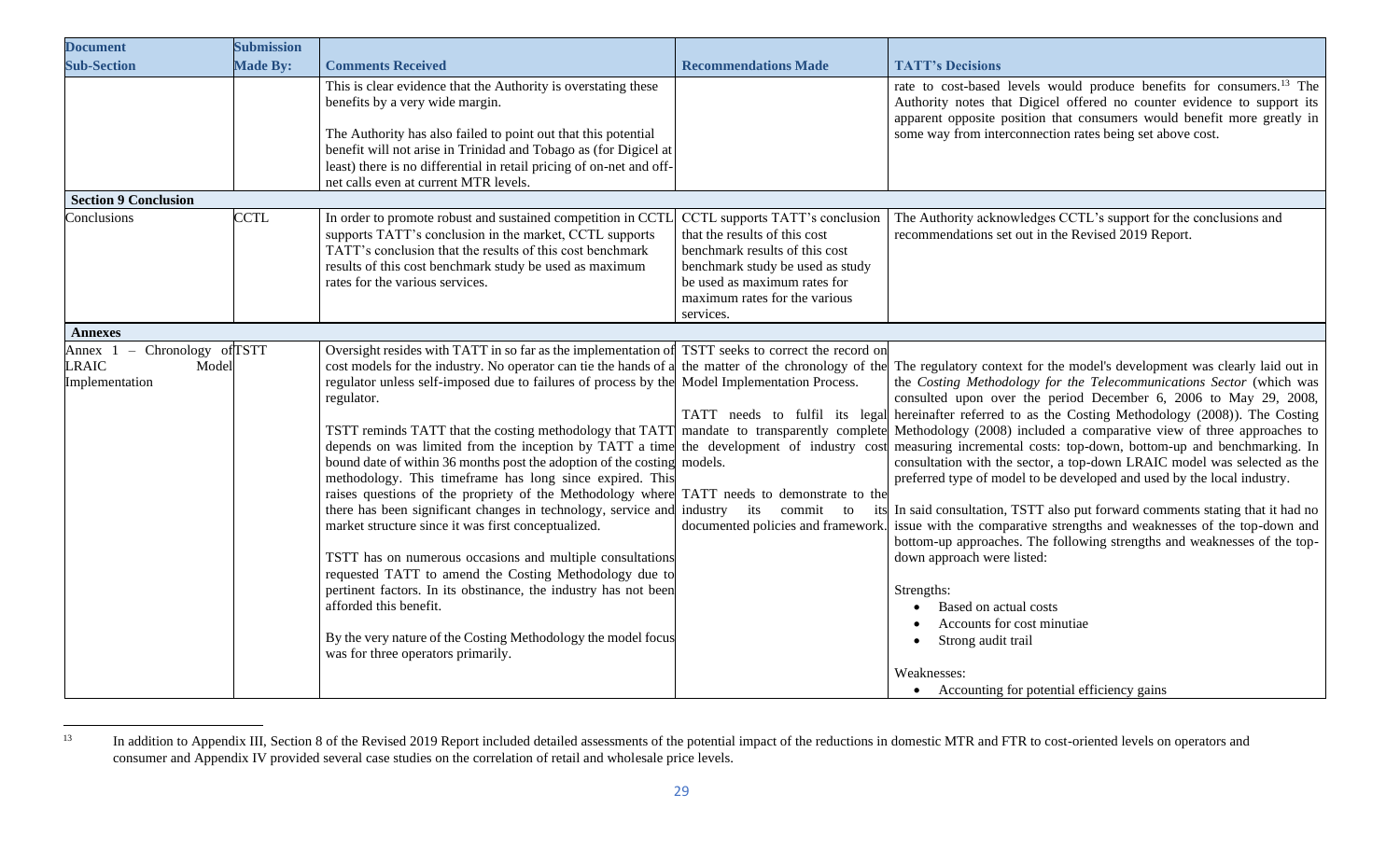| Document Sub-Section | Submission Made By: | Comments Received | Recommendations Made | TATT's Decisions |
|---|---|---|---|---|
| | | This is clear evidence that the Authority is overstating these benefits by a very wide margin.<br><br>The Authority has also failed to point out that this potential benefit will not arise in Trinidad and Tobago as (for Digicel at least) there is no differential in retail pricing of on-net and off-net calls even at current MTR levels. | | rate to cost-based levels would produce benefits for consumers.[13] The Authority notes that Digicel offered no counter evidence to support its apparent opposite position that consumers would benefit more greatly in some way from interconnection rates being set above cost. |
| **Section 9 Conclusion** | | | | |
| Conclusions | CCTL | In order to promote robust and sustained competition in CCTL supports TATT's conclusion in the market, CCTL supports TATT's conclusion that the results of this cost benchmark results of this cost benchmark study be used as maximum rates for the various services. | CCTL supports TATT's conclusion that the results of this cost benchmark results of this cost benchmark study be used as study be used as maximum rates for the various services. | The Authority acknowledges CCTL's support for the conclusions and recommendations set out in the Revised 2019 Report. |
| **Annexes** | | | | |
| Annex 1 – Chronology of LRAIC Model Implementation | TSTT | Oversight resides with TATT in so far as the implementation of cost models for the industry. No operator can tie the hands of a regulator unless self-imposed due to failures of process by the regulator.<br><br>TSTT reminds TATT that the costing methodology that TATT depends on was limited from the inception by TATT a time bound date of within 36 months post the adoption of the costing methodology. This timeframe has long since expired. This raises questions of the propriety of the Methodology where there has been significant changes in technology, service and market structure since it was first conceptualized.<br><br>TSTT has on numerous occasions and multiple consultations requested TATT to amend the Costing Methodology due to pertinent factors. In its obstinance, the industry has not been afforded this benefit.<br><br>By the very nature of the Costing Methodology the model focus was for three operators primarily. | TSTT seeks to correct the record on the matter of the chronology of the Model Implementation Process.<br><br>TATT needs to fulfil its legal mandate to transparently complete the development of industry cost models.<br><br>TATT needs to demonstrate to the industry its commit to its documented policies and framework. | The regulatory context for the model's development was clearly laid out in the *Costing Methodology for the Telecommunications Sector* (which was consulted upon over the period December 6, 2006 to May 29, 2008, hereinafter referred to as the Costing Methodology (2008)). The Costing Methodology (2008) included a comparative view of three approaches to measuring incremental costs: top-down, bottom-up and benchmarking. In consultation with the sector, a top-down LRAIC model was selected as the preferred type of model to be developed and used by the local industry.<br><br>In said consultation, TSTT also put forward comments stating that it had no issue with the comparative strengths and weaknesses of the top-down and bottom-up approaches. The following strengths and weaknesses of the top-down approach were listed:<br><br>Strengths:<br>• Based on actual costs<br>• Accounts for cost minutiae<br>• Strong audit trail<br><br>Weaknesses:<br>• Accounting for potential efficiency gains |

[13] In addition to Appendix III, Section 8 of the Revised 2019 Report included detailed assessments of the potential impact of the reductions in domestic MTR and FTR to cost-oriented levels on operators and consumer and Appendix IV provided several case studies on the correlation of retail and wholesale price levels.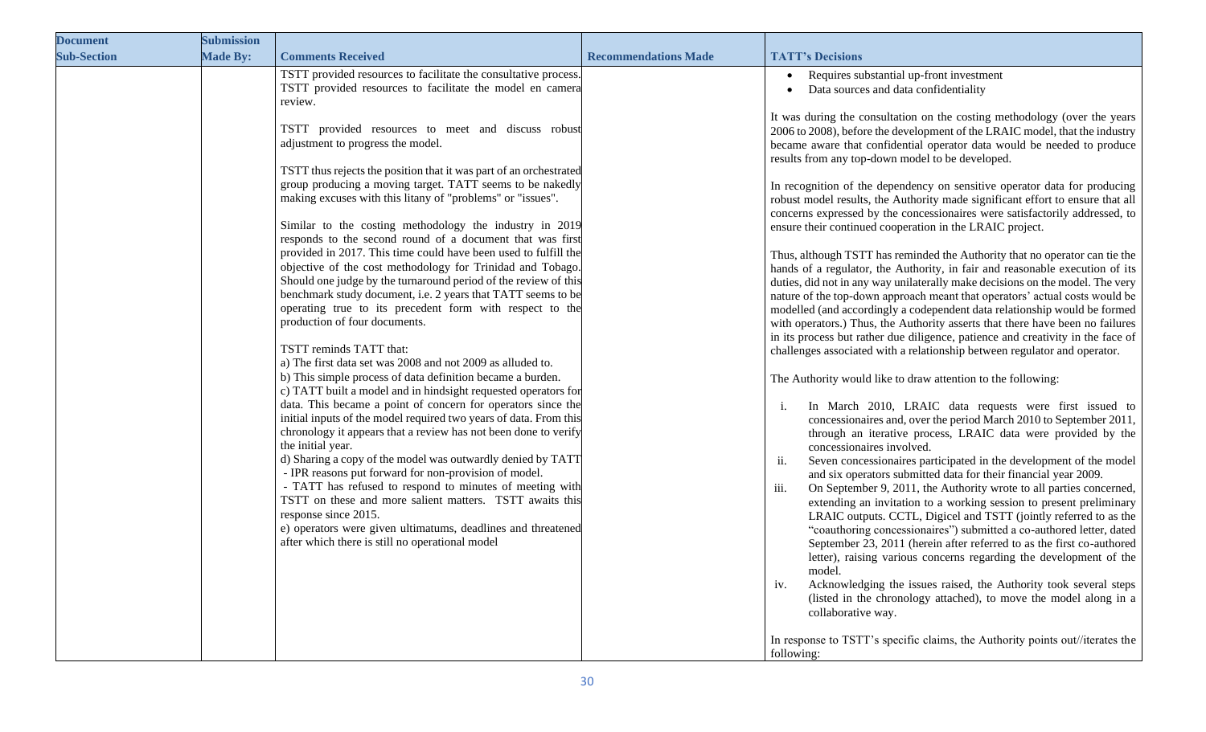| Document Sub-Section | Submission Made By: | Comments Received | Recommendations Made | TATT's Decisions |
|---|---|---|---|---|
| | | TSTT provided resources to facilitate the consultative process. TSTT provided resources to facilitate the model en camera review.<br><br>TSTT provided resources to meet and discuss robust adjustment to progress the model.<br><br>TSTT thus rejects the position that it was part of an orchestrated group producing a moving target. TATT seems to be nakedly making excuses with this litany of "problems" or "issues".<br><br>Similar to the costing methodology the industry in 2019 responds to the second round of a document that was first provided in 2017. This time could have been used to fulfill the objective of the cost methodology for Trinidad and Tobago. Should one judge by the turnaround period of the review of this benchmark study document, i.e. 2 years that TATT seems to be operating true to its precedent form with respect to the production of four documents.<br><br>TSTT reminds TATT that:<br>a) The first data set was 2008 and not 2009 as alluded to.<br>b) This simple process of data definition became a burden.<br>c) TATT built a model and in hindsight requested operators for data. This became a point of concern for operators since the initial inputs of the model required two years of data. From this chronology it appears that a review has not been done to verify the initial year.<br>d) Sharing a copy of the model was outwardly denied by TATT<br>- IPR reasons put forward for non-provision of model.<br>- TATT has refused to respond to minutes of meeting with TSTT on these and more salient matters. TSTT awaits this response since 2015.<br>e) operators were given ultimatums, deadlines and threatened after which there is still no operational model | | • Requires substantial up-front investment<br>• Data sources and data confidentiality<br><br>It was during the consultation on the costing methodology (over the years 2006 to 2008), before the development of the LRAIC model, that the industry became aware that confidential operator data would be needed to produce results from any top-down model to be developed.<br><br>In recognition of the dependency on sensitive operator data for producing robust model results, the Authority made significant effort to ensure that all concerns expressed by the concessionaires were satisfactorily addressed, to ensure their continued cooperation in the LRAIC project.<br><br>Thus, although TSTT has reminded the Authority that no operator can tie the hands of a regulator, the Authority, in fair and reasonable execution of its duties, did not in any way unilaterally make decisions on the model. The very nature of the top-down approach meant that operators' actual costs would be modelled (and accordingly a codependent data relationship would be formed with operators.) Thus, the Authority asserts that there have been no failures in its process but rather due diligence, patience and creativity in the face of challenges associated with a relationship between regulator and operator.<br><br>The Authority would like to draw attention to the following:<br><br>i. In March 2010, LRAIC data requests were first issued to concessionaires and, over the period March 2010 to September 2011, through an iterative process, LRAIC data were provided by the concessionaires involved.<br>ii. Seven concessionaires participated in the development of the model and six operators submitted data for their financial year 2009.<br>iii. On September 9, 2011, the Authority wrote to all parties concerned, extending an invitation to a working session to present preliminary LRAIC outputs. CCTL, Digicel and TSTT (jointly referred to as the "coauthoring concessionaires") submitted a co-authored letter, dated September 23, 2011 (herein after referred to as the first co-authored letter), raising various concerns regarding the development of the model.<br>iv. Acknowledging the issues raised, the Authority took several steps (listed in the chronology attached), to move the model along in a collaborative way.<br><br>In response to TSTT's specific claims, the Authority points out//iterates the following: |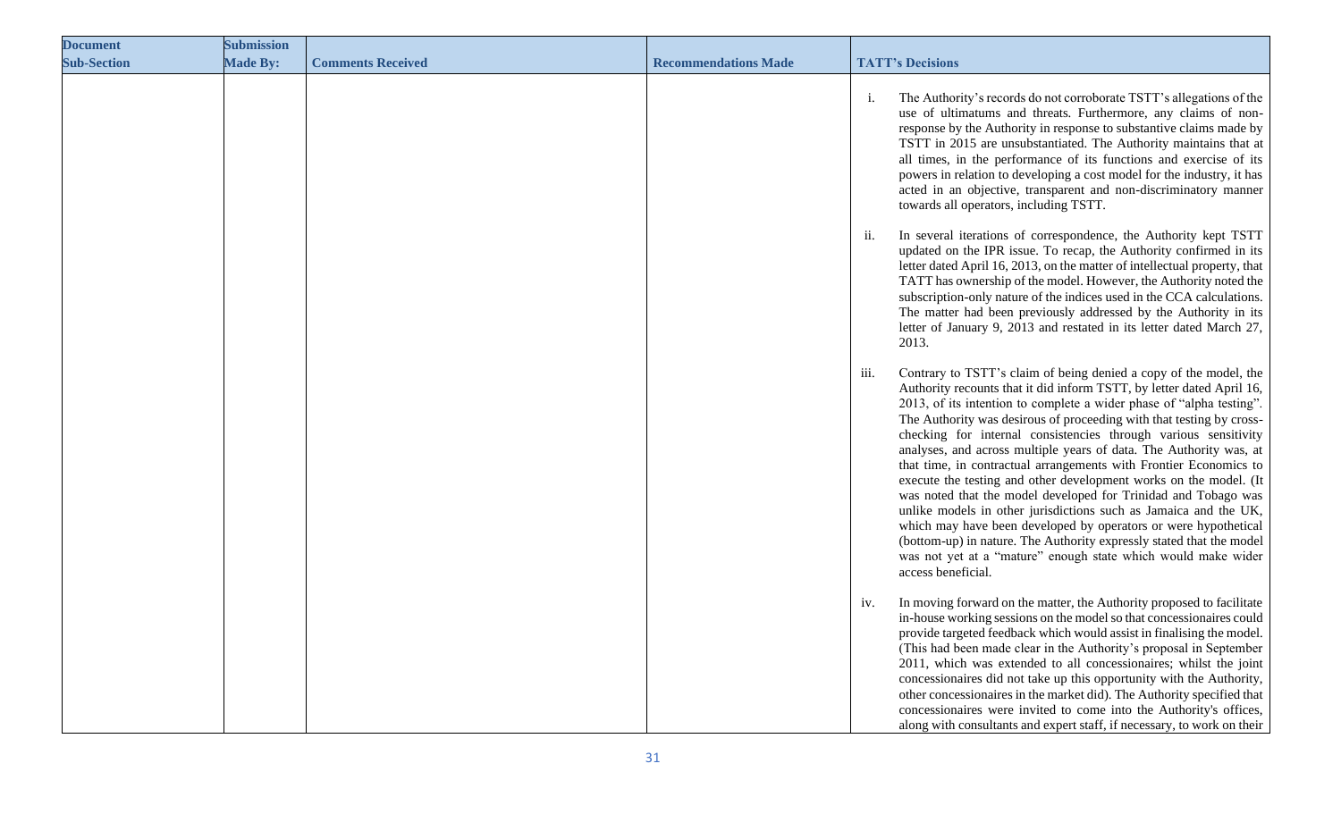| Document Sub-Section | Submission Made By: | Comments Received | Recommendations Made | TATT's Decisions |
|---|---|---|---|---|
| | | | | i. The Authority's records do not corroborate TSTT's allegations of the use of ultimatums and threats. Furthermore, any claims of non-response by the Authority in response to substantive claims made by TSTT in 2015 are unsubstantiated. The Authority maintains that at all times, in the performance of its functions and exercise of its powers in relation to developing a cost model for the industry, it has acted in an objective, transparent and non-discriminatory manner towards all operators, including TSTT.<br><br>ii. In several iterations of correspondence, the Authority kept TSTT updated on the IPR issue. To recap, the Authority confirmed in its letter dated April 16, 2013, on the matter of intellectual property, that TATT has ownership of the model. However, the Authority noted the subscription-only nature of the indices used in the CCA calculations. The matter had been previously addressed by the Authority in its letter of January 9, 2013 and restated in its letter dated March 27, 2013.<br><br>iii. Contrary to TSTT's claim of being denied a copy of the model, the Authority recounts that it did inform TSTT, by letter dated April 16, 2013, of its intention to complete a wider phase of "alpha testing". The Authority was desirous of proceeding with that testing by cross-checking for internal consistencies through various sensitivity analyses, and across multiple years of data. The Authority was, at that time, in contractual arrangements with Frontier Economics to execute the testing and other development works on the model. (It was noted that the model developed for Trinidad and Tobago was unlike models in other jurisdictions such as Jamaica and the UK, which may have been developed by operators or were hypothetical (bottom-up) in nature. The Authority expressly stated that the model was not yet at a "mature" enough state which would make wider access beneficial.<br><br>iv. In moving forward on the matter, the Authority proposed to facilitate in-house working sessions on the model so that concessionaires could provide targeted feedback which would assist in finalising the model. (This had been made clear in the Authority's proposal in September 2011, which was extended to all concessionaires; whilst the joint concessionaires did not take up this opportunity with the Authority, other concessionaires in the market did). The Authority specified that concessionaires were invited to come into the Authority's offices, along with consultants and expert staff, if necessary, to work on their |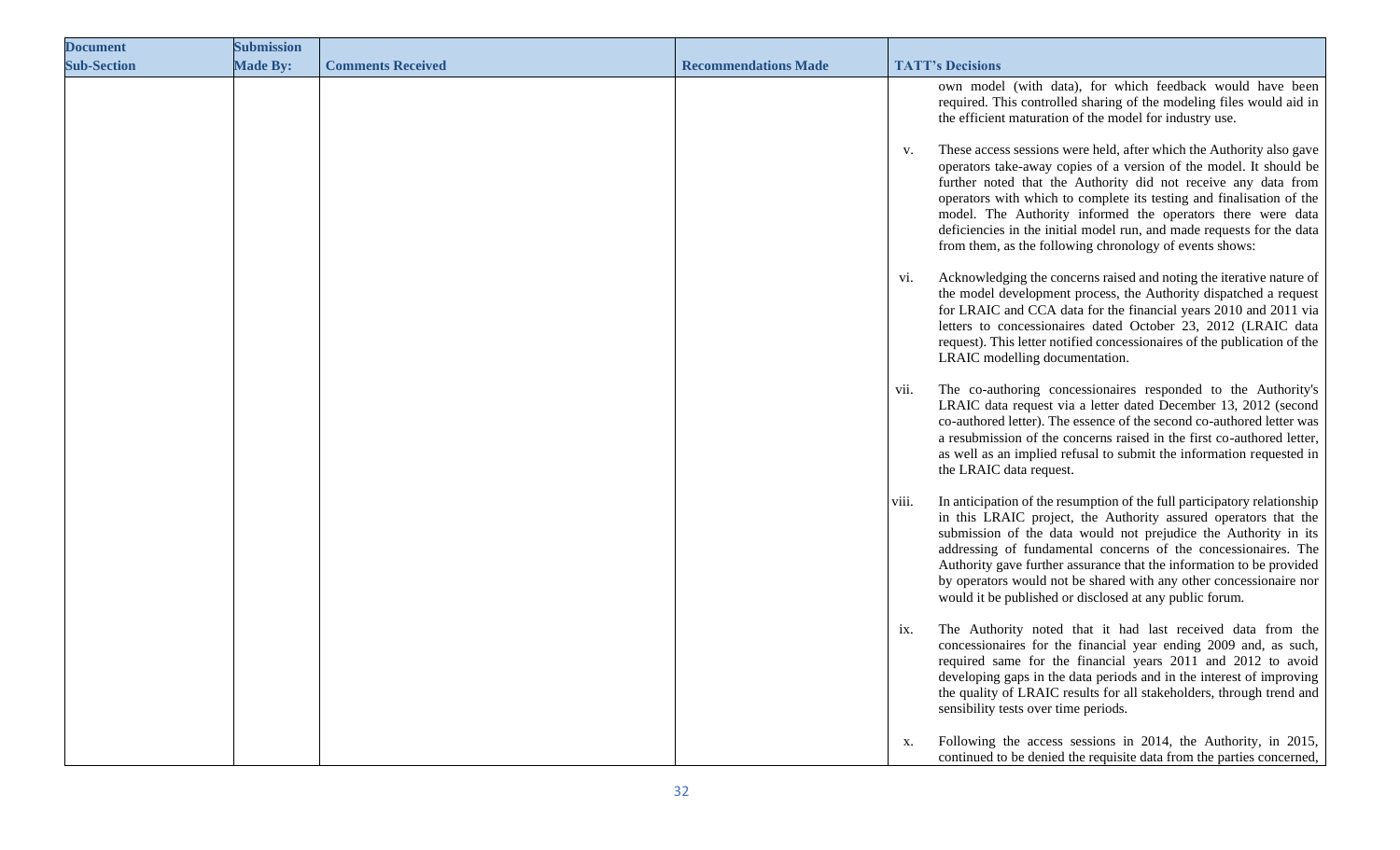| Document Sub-Section | Submission Made By: | Comments Received | Recommendations Made | TATT's Decisions |
|---|---|---|---|---|
| | | | | own model (with data), for which feedback would have been required. This controlled sharing of the modeling files would aid in the efficient maturation of the model for industry use.<br><br>v. These access sessions were held, after which the Authority also gave operators take-away copies of a version of the model. It should be further noted that the Authority did not receive any data from operators with which to complete its testing and finalisation of the model. The Authority informed the operators there were data deficiencies in the initial model run, and made requests for the data from them, as the following chronology of events shows:<br><br>vi. Acknowledging the concerns raised and noting the iterative nature of the model development process, the Authority dispatched a request for LRAIC and CCA data for the financial years 2010 and 2011 via letters to concessionaires dated October 23, 2012 (LRAIC data request). This letter notified concessionaires of the publication of the LRAIC modelling documentation.<br><br>vii. The co-authoring concessionaires responded to the Authority's LRAIC data request via a letter dated December 13, 2012 (second co-authored letter). The essence of the second co-authored letter was a resubmission of the concerns raised in the first co-authored letter, as well as an implied refusal to submit the information requested in the LRAIC data request.<br><br>viii. In anticipation of the resumption of the full participatory relationship in this LRAIC project, the Authority assured operators that the submission of the data would not prejudice the Authority in its addressing of fundamental concerns of the concessionaires. The Authority gave further assurance that the information to be provided by operators would not be shared with any other concessionaire nor would it be published or disclosed at any public forum.<br><br>ix. The Authority noted that it had last received data from the concessionaires for the financial year ending 2009 and, as such, required same for the financial years 2011 and 2012 to avoid developing gaps in the data periods and in the interest of improving the quality of LRAIC results for all stakeholders, through trend and sensibility tests over time periods.<br><br>x. Following the access sessions in 2014, the Authority, in 2015, continued to be denied the requisite data from the parties concerned, |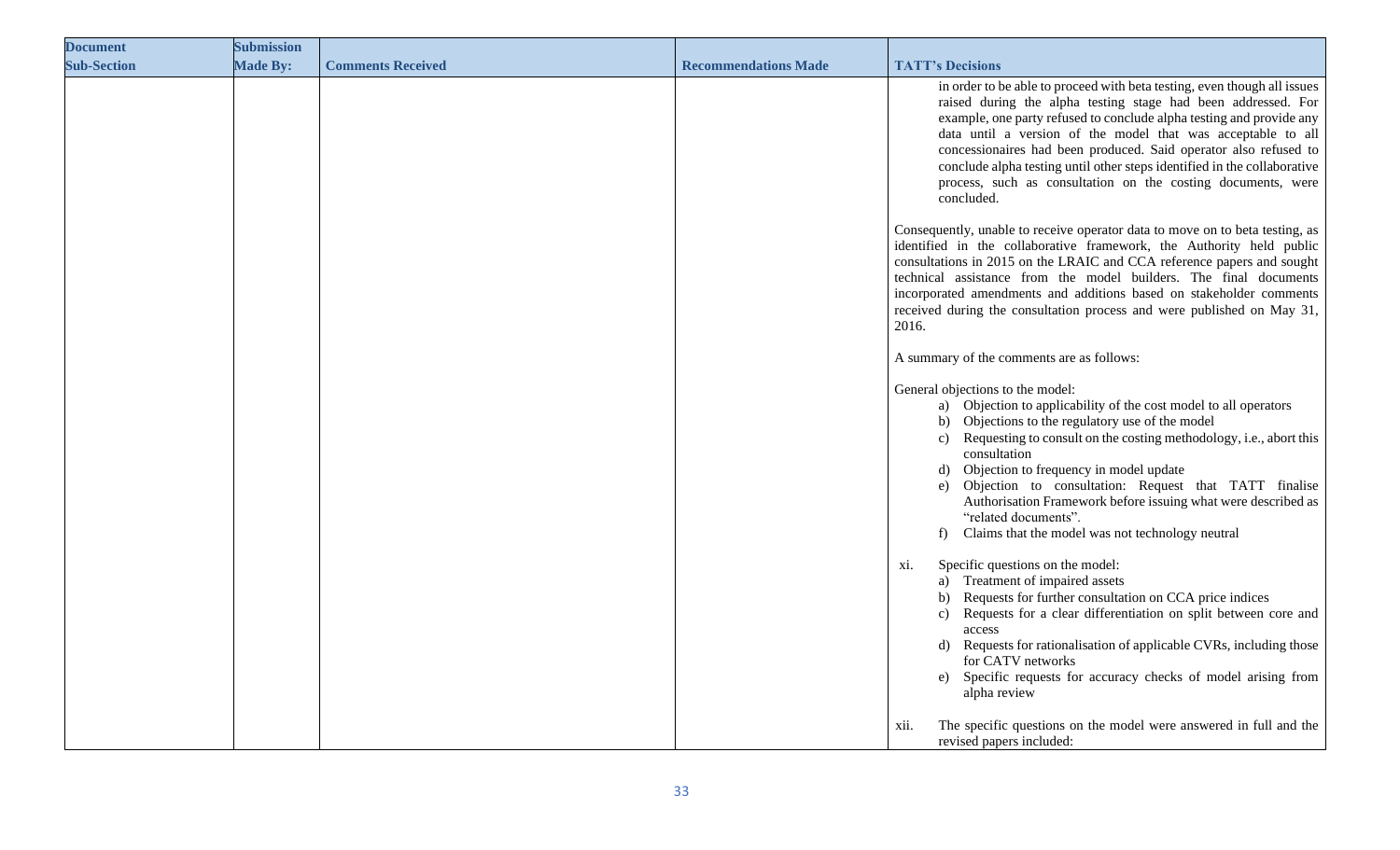| Document Sub-Section | Submission Made By: | Comments Received | Recommendations Made | TATT's Decisions |
|---|---|---|---|---|
| | | | | in order to be able to proceed with beta testing, even though all issues raised during the alpha testing stage had been addressed. For example, one party refused to conclude alpha testing and provide any data until a version of the model that was acceptable to all concessionaires had been produced. Said operator also refused to conclude alpha testing until other steps identified in the collaborative process, such as consultation on the costing documents, were concluded.<br><br>Consequently, unable to receive operator data to move on to beta testing, as identified in the collaborative framework, the Authority held public consultations in 2015 on the LRAIC and CCA reference papers and sought technical assistance from the model builders. The final documents incorporated amendments and additions based on stakeholder comments received during the consultation process and were published on May 31, 2016.<br><br>A summary of the comments are as follows:<br><br>General objections to the model:<br>a) Objection to applicability of the cost model to all operators<br>b) Objections to the regulatory use of the model<br>c) Requesting to consult on the costing methodology, i.e., abort this consultation<br>d) Objection to frequency in model update<br>e) Objection to consultation: Request that TATT finalise Authorisation Framework before issuing what were described as "related documents".<br>f) Claims that the model was not technology neutral<br><br>xi. Specific questions on the model:<br>a) Treatment of impaired assets<br>b) Requests for further consultation on CCA price indices<br>c) Requests for a clear differentiation on split between core and access<br>d) Requests for rationalisation of applicable CVRs, including those for CATV networks<br>e) Specific requests for accuracy checks of model arising from alpha review<br><br>xii. The specific questions on the model were answered in full and the revised papers included: |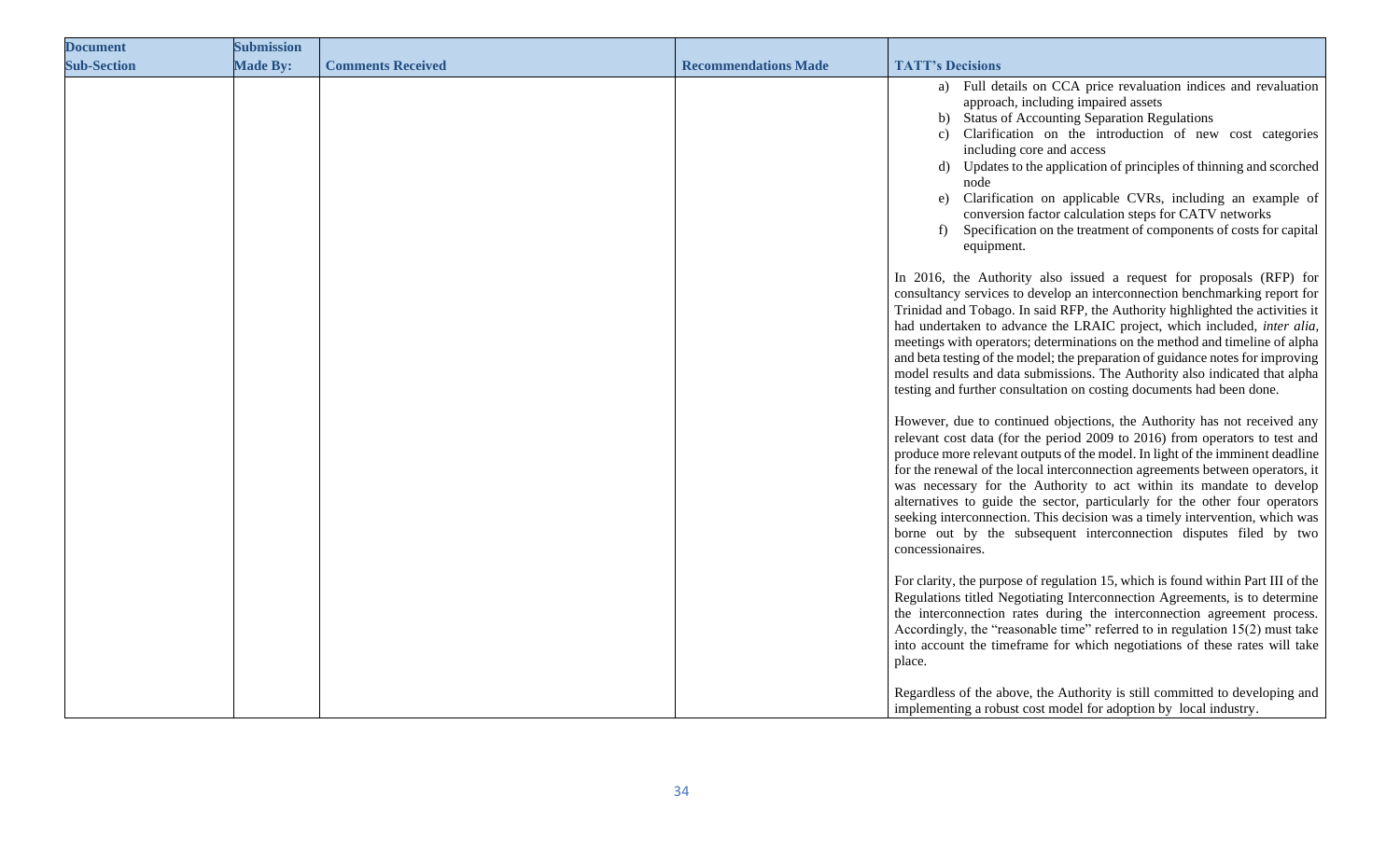| Document Sub-Section | Submission Made By: | Comments Received | Recommendations Made | TATT's Decisions |
|---|---|---|---|---|
| | | | | a) Full details on CCA price revaluation indices and revaluation approach, including impaired assets<br>b) Status of Accounting Separation Regulations<br>c) Clarification on the introduction of new cost categories including core and access<br>d) Updates to the application of principles of thinning and scorched node<br>e) Clarification on applicable CVRs, including an example of conversion factor calculation steps for CATV networks<br>f) Specification on the treatment of components of costs for capital equipment.<br><br>In 2016, the Authority also issued a request for proposals (RFP) for consultancy services to develop an interconnection benchmarking report for Trinidad and Tobago. In said RFP, the Authority highlighted the activities it had undertaken to advance the LRAIC project, which included, *inter alia*, meetings with operators; determinations on the method and timeline of alpha and beta testing of the model; the preparation of guidance notes for improving model results and data submissions. The Authority also indicated that alpha testing and further consultation on costing documents had been done.<br><br>However, due to continued objections, the Authority has not received any relevant cost data (for the period 2009 to 2016) from operators to test and produce more relevant outputs of the model. In light of the imminent deadline for the renewal of the local interconnection agreements between operators, it was necessary for the Authority to act within its mandate to develop alternatives to guide the sector, particularly for the other four operators seeking interconnection. This decision was a timely intervention, which was borne out by the subsequent interconnection disputes filed by two concessionaires.<br><br>For clarity, the purpose of regulation 15, which is found within Part III of the Regulations titled Negotiating Interconnection Agreements, is to determine the interconnection rates during the interconnection agreement process. Accordingly, the "reasonable time" referred to in regulation 15(2) must take into account the timeframe for which negotiations of these rates will take place.<br><br>Regardless of the above, the Authority is still committed to developing and implementing a robust cost model for adoption by local industry. |